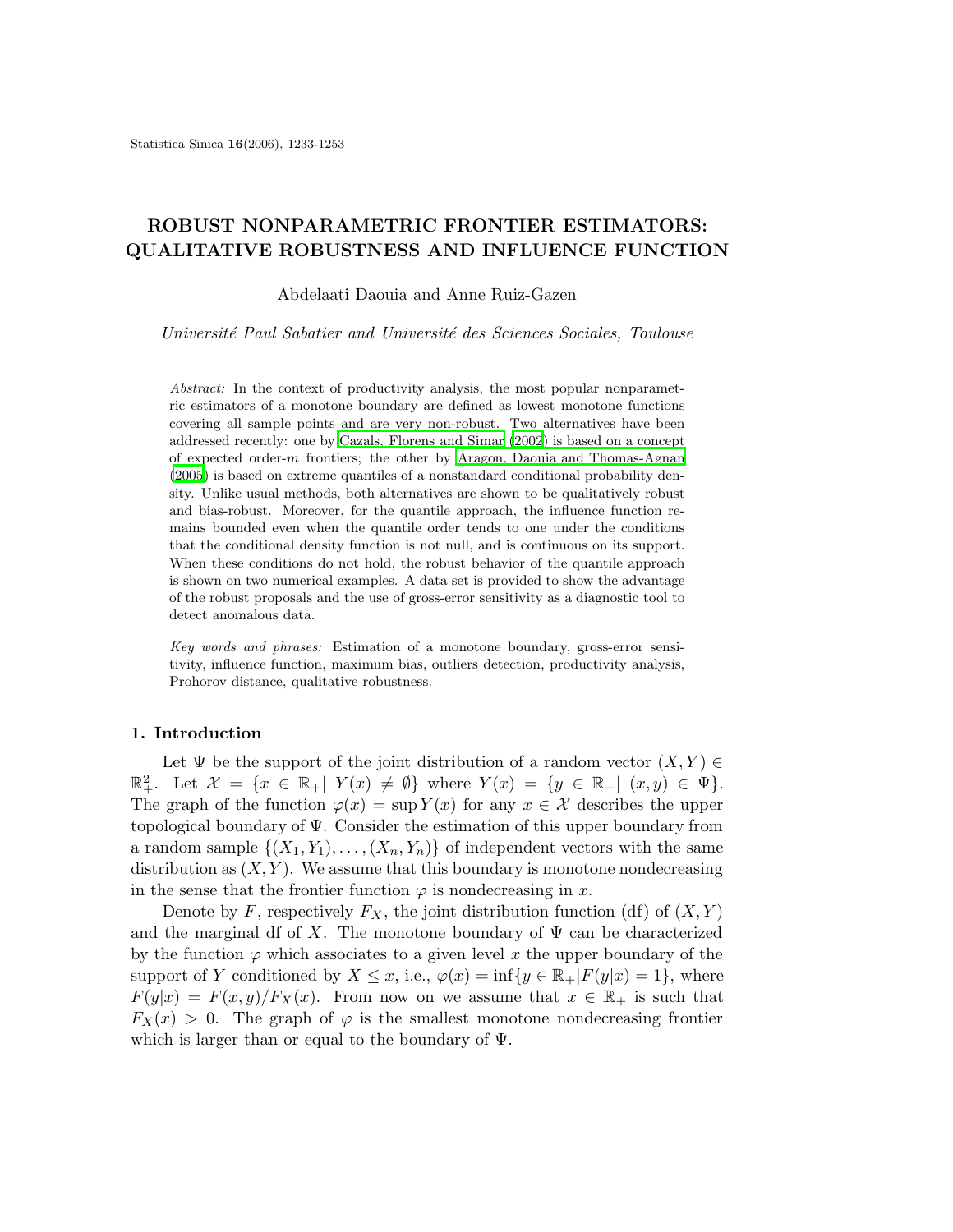# ROBUST NONPARAMETRIC FRONTIER ESTIMATORS: QUALITATIVE ROBUSTNESS AND INFLUENCE FUNCTION

Abdelaati Daouia and Anne Ruiz-Gazen

*Université Paul Sabatier and Université des Sciences Sociales, Toulouse*

*Abstract:* In the context of productivity analysis, the most popular nonparametric estimators of a monotone boundary are defined as lowest monotone functions covering all sample points and are very non-robust. Two alternatives have been addressed recently: one by Cazals, Florens and Simar (2002) is based on a concept of expected order-$m$ frontiers; the other by Aragon, Daouia and Thomas-Agnan (2005) is based on extreme quantiles of a nonstandard conditional probability density. Unlike usual methods, both alternatives are shown to be qualitatively robust and bias-robust. Moreover, for the quantile approach, the influence function remains bounded even when the quantile order tends to one under the conditions that the conditional density function is not null, and is continuous on its support. When these conditions do not hold, the robust behavior of the quantile approach is shown on two numerical examples. A data set is provided to show the advantage of the robust proposals and the use of gross-error sensitivity as a diagnostic tool to detect anomalous data.

*Key words and phrases:* Estimation of a monotone boundary, gross-error sensitivity, influence function, maximum bias, outliers detection, productivity analysis, Prohorov distance, qualitative robustness.

## 1. Introduction

Let $\Psi$ be the support of the joint distribution of a random vector $(X, Y) \in \mathbb{R}_+^2$. Let $\mathcal{X} = \{x \in \mathbb{R}_+ | \ Y(x) \neq \emptyset\}$ where $Y(x) = \{y \in \mathbb{R}_+ | \ (x, y) \in \Psi\}$. The graph of the function $\varphi(x) = \sup Y(x)$ for any $x \in \mathcal{X}$ describes the upper topological boundary of $\Psi$. Consider the estimation of this upper boundary from a random sample $\{(X_1, Y_1), \ldots, (X_n, Y_n)\}$ of independent vectors with the same distribution as $(X, Y)$. We assume that this boundary is monotone nondecreasing in the sense that the frontier function $\varphi$ is nondecreasing in $x$.

Denote by $F$, respectively $F_X$, the joint distribution function (df) of $(X, Y)$ and the marginal df of $X$. The monotone boundary of $\Psi$ can be characterized by the function $\varphi$ which associates to a given level $x$ the upper boundary of the support of $Y$ conditioned by $X \leq x$, i.e., $\varphi(x) = \inf\{y \in \mathbb{R}_+ | F(y|x) = 1\}$, where $F(y|x) = F(x, y)/F_X(x)$. From now on we assume that $x \in \mathbb{R}_+$ is such that $F_X(x) > 0$. The graph of $\varphi$ is the smallest monotone nondecreasing frontier which is larger than or equal to the boundary of $\Psi$.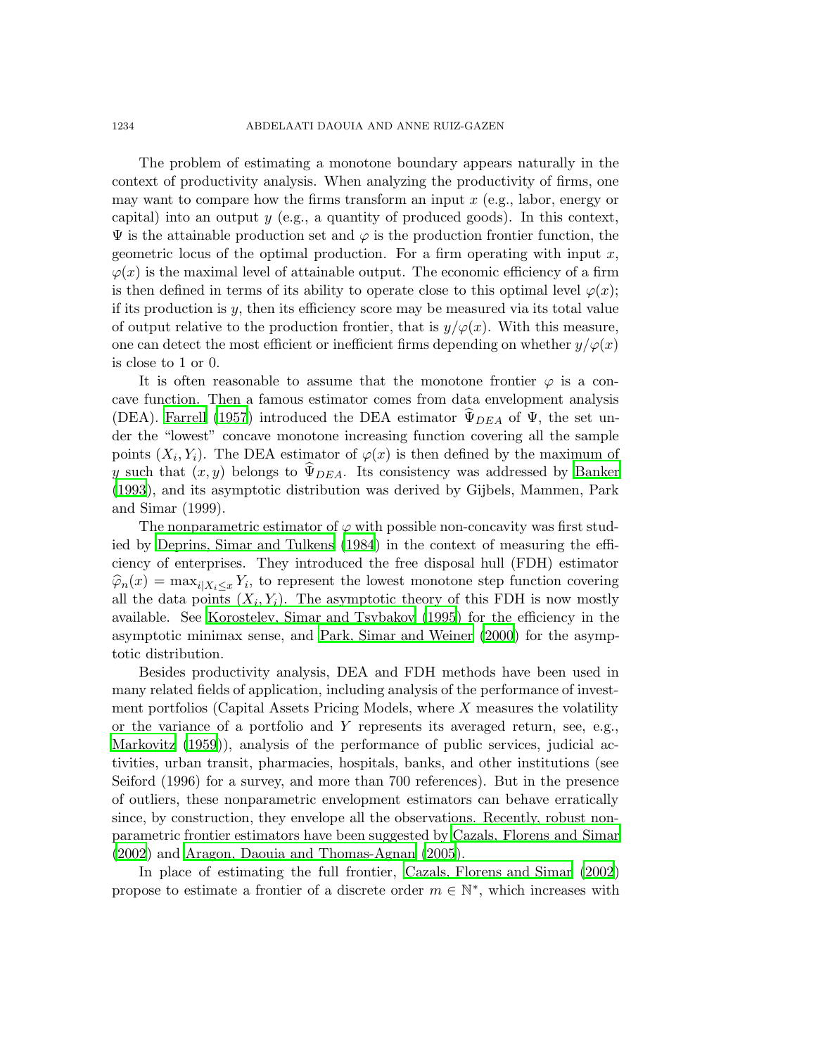The problem of estimating a monotone boundary appears naturally in the context of productivity analysis. When analyzing the productivity of firms, one may want to compare how the firms transform an input $x$ (e.g., labor, energy or capital) into an output $y$ (e.g., a quantity of produced goods). In this context, $\Psi$ is the attainable production set and $\varphi$ is the production frontier function, the geometric locus of the optimal production. For a firm operating with input $x$, $\varphi(x)$ is the maximal level of attainable output. The economic efficiency of a firm is then defined in terms of its ability to operate close to this optimal level $\varphi(x)$; if its production is $y$, then its efficiency score may be measured via its total value of output relative to the production frontier, that is $y/\varphi(x)$. With this measure, one can detect the most efficient or inefficient firms depending on whether $y/\varphi(x)$ is close to 1 or 0.

It is often reasonable to assume that the monotone frontier $\varphi$ is a concave function. Then a famous estimator comes from data envelopment analysis (DEA). Farrell (1957) introduced the DEA estimator $\widehat{\Psi}_{DEA}$ of $\Psi$, the set under the "lowest" concave monotone increasing function covering all the sample points $(X_i, Y_i)$. The DEA estimator of $\varphi(x)$ is then defined by the maximum of $y$ such that $(x, y)$ belongs to $\widehat{\Psi}_{DEA}$. Its consistency was addressed by Banker (1993), and its asymptotic distribution was derived by Gijbels, Mammen, Park and Simar (1999).

The nonparametric estimator of $\varphi$ with possible non-concavity was first studied by Deprins, Simar and Tulkens (1984) in the context of measuring the efficiency of enterprises. They introduced the free disposal hull (FDH) estimator $\widehat{\varphi}_n(x) = \max_{i|X_i \le x} Y_i$, to represent the lowest monotone step function covering all the data points $(X_i, Y_i)$. The asymptotic theory of this FDH is now mostly available. See Korostelev, Simar and Tsybakov (1995) for the efficiency in the asymptotic minimax sense, and Park, Simar and Weiner (2000) for the asymptotic distribution.

Besides productivity analysis, DEA and FDH methods have been used in many related fields of application, including analysis of the performance of investment portfolios (Capital Assets Pricing Models, where $X$ measures the volatility or the variance of a portfolio and $Y$ represents its averaged return, see, e.g., Markovitz (1959)), analysis of the performance of public services, judicial activities, urban transit, pharmacies, hospitals, banks, and other institutions (see Seiford (1996) for a survey, and more than 700 references). But in the presence of outliers, these nonparametric envelopment estimators can behave erratically since, by construction, they envelope all the observations. Recently, robust nonparametric frontier estimators have been suggested by Cazals, Florens and Simar (2002) and Aragon, Daouia and Thomas-Agnan (2005).

In place of estimating the full frontier, Cazals, Florens and Simar (2002) propose to estimate a frontier of a discrete order $m \in \mathbb{N}^*$, which increases with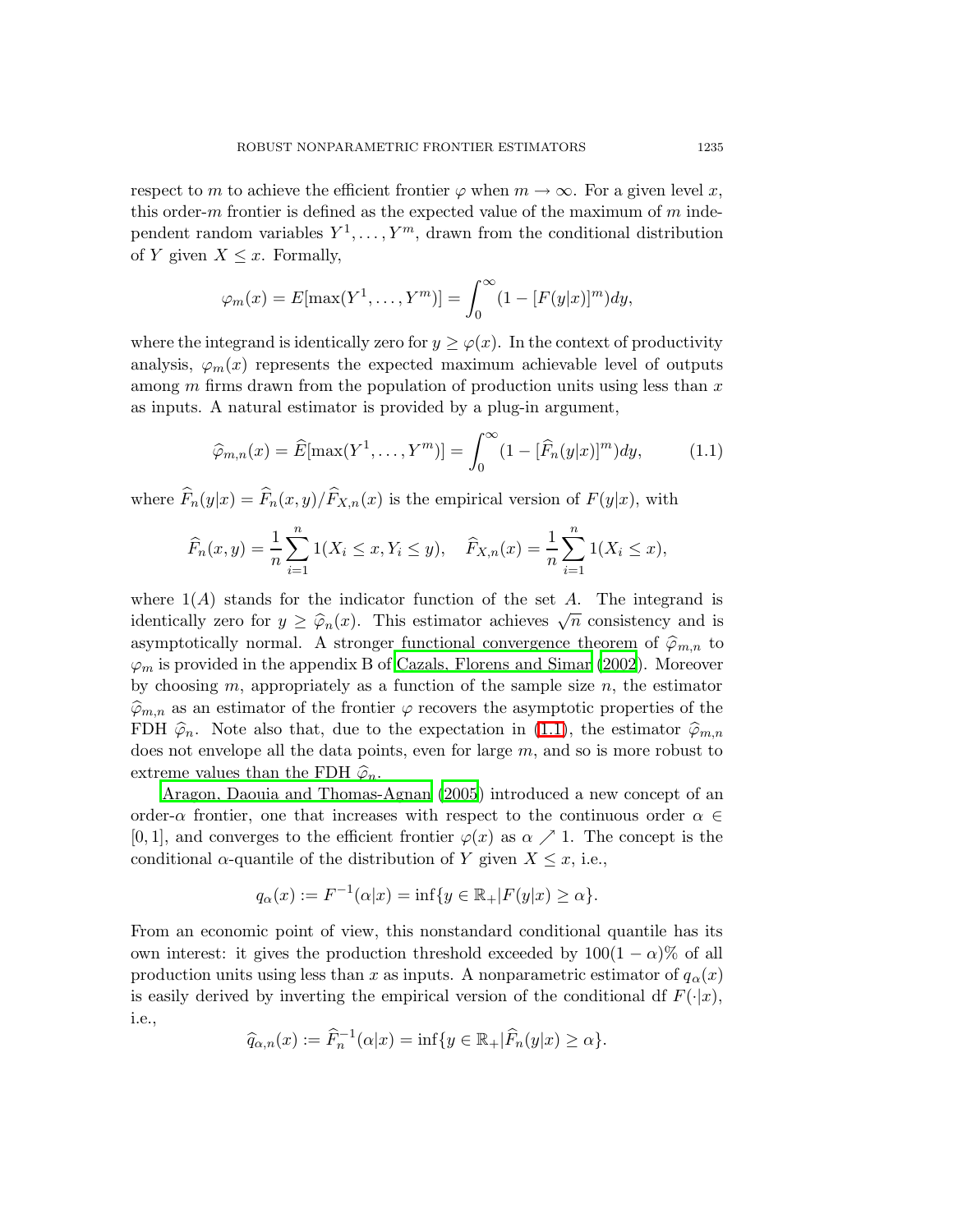respect to $m$ to achieve the efficient frontier $\varphi$ when $m \to \infty$. For a given level $x$, this order-$m$ frontier is defined as the expected value of the maximum of $m$ independent random variables $Y^1, \ldots, Y^m$, drawn from the conditional distribution of $Y$ given $X \leq x$. Formally,

$$\varphi_m(x) = E[\max(Y^1, \ldots, Y^m)] = \int_0^\infty (1 - [F(y|x)]^m) dy,$$

where the integrand is identically zero for $y \geq \varphi(x)$. In the context of productivity analysis, $\varphi_m(x)$ represents the expected maximum achievable level of outputs among $m$ firms drawn from the population of production units using less than $x$ as inputs. A natural estimator is provided by a plug-in argument,

$$\widehat{\varphi}_{m,n}(x) = \widehat{E}[\max(Y^1, \ldots, Y^m)] = \int_0^\infty (1 - [\widehat{F}_n(y|x)]^m) dy, \tag{1.1}$$

where $\widehat{F}_n(y|x) = \widehat{F}_n(x,y)/\widehat{F}_{X,n}(x)$ is the empirical version of $F(y|x)$, with

$$\widehat{F}_n(x,y) = \frac{1}{n}\sum_{i=1}^n 1(X_i \leq x, Y_i \leq y), \quad \widehat{F}_{X,n}(x) = \frac{1}{n}\sum_{i=1}^n 1(X_i \leq x),$$

where $1(A)$ stands for the indicator function of the set $A$. The integrand is identically zero for $y \geq \widehat{\varphi}_n(x)$. This estimator achieves $\sqrt{n}$ consistency and is asymptotically normal. A stronger functional convergence theorem of $\widehat{\varphi}_{m,n}$ to $\varphi_m$ is provided in the appendix B of Cazals, Florens and Simar (2002). Moreover by choosing $m$, appropriately as a function of the sample size $n$, the estimator $\widehat{\varphi}_{m,n}$ as an estimator of the frontier $\varphi$ recovers the asymptotic properties of the FDH $\widehat{\varphi}_n$. Note also that, due to the expectation in (1.1), the estimator $\widehat{\varphi}_{m,n}$ does not envelope all the data points, even for large $m$, and so is more robust to extreme values than the FDH $\widehat{\varphi}_n$.

Aragon, Daouia and Thomas-Agnan (2005) introduced a new concept of an order-$\alpha$ frontier, one that increases with respect to the continuous order $\alpha \in [0,1]$, and converges to the efficient frontier $\varphi(x)$ as $\alpha \nearrow 1$. The concept is the conditional $\alpha$-quantile of the distribution of $Y$ given $X \leq x$, i.e.,

$$q_\alpha(x) := F^{-1}(\alpha|x) = \inf\{y \in \mathbb{R}_+ | F(y|x) \geq \alpha\}.$$

From an economic point of view, this nonstandard conditional quantile has its own interest: it gives the production threshold exceeded by $100(1-\alpha)\%$ of all production units using less than $x$ as inputs. A nonparametric estimator of $q_\alpha(x)$ is easily derived by inverting the empirical version of the conditional df $F(\cdot|x)$, i.e.,

$$\widehat{q}_{\alpha,n}(x) := \widehat{F}_n^{-1}(\alpha|x) = \inf\{y \in \mathbb{R}_+ | \widehat{F}_n(y|x) \geq \alpha\}.$$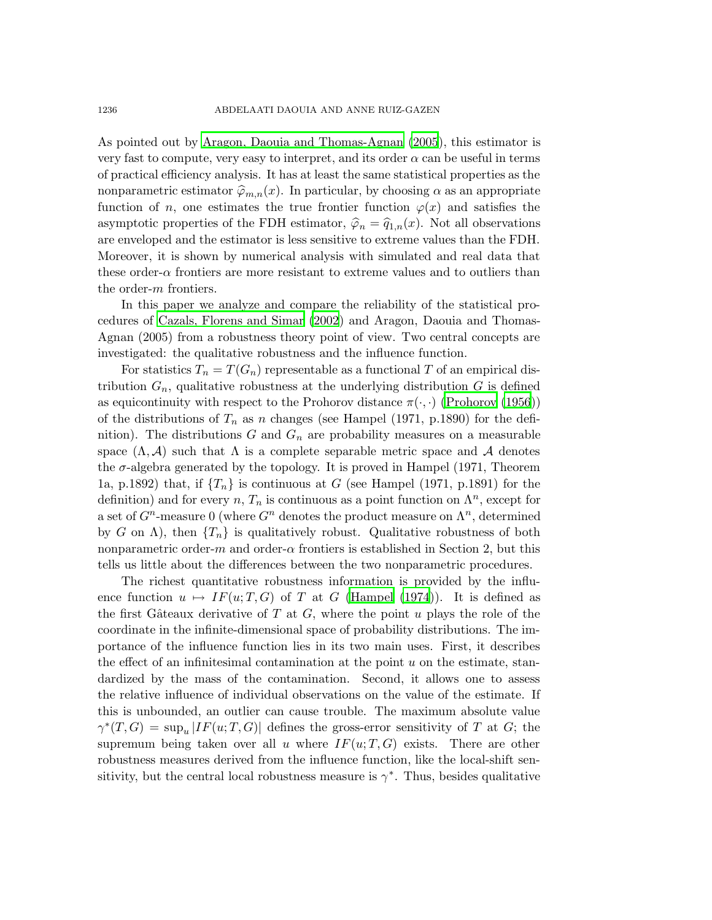As pointed out by Aragon, Daouia and Thomas-Agnan (2005), this estimator is very fast to compute, very easy to interpret, and its order $\alpha$ can be useful in terms of practical efficiency analysis. It has at least the same statistical properties as the nonparametric estimator $\widehat{\varphi}_{m,n}(x)$. In particular, by choosing $\alpha$ as an appropriate function of $n$, one estimates the true frontier function $\varphi(x)$ and satisfies the asymptotic properties of the FDH estimator, $\widehat{\varphi}_n = \widehat{q}_{1,n}(x)$. Not all observations are enveloped and the estimator is less sensitive to extreme values than the FDH. Moreover, it is shown by numerical analysis with simulated and real data that these order-$\alpha$ frontiers are more resistant to extreme values and to outliers than the order-$m$ frontiers.

In this paper we analyze and compare the reliability of the statistical procedures of Cazals, Florens and Simar (2002) and Aragon, Daouia and Thomas-Agnan (2005) from a robustness theory point of view. Two central concepts are investigated: the qualitative robustness and the influence function.

For statistics $T_n = T(G_n)$ representable as a functional $T$ of an empirical distribution $G_n$, qualitative robustness at the underlying distribution $G$ is defined as equicontinuity with respect to the Prohorov distance $\pi(\cdot,\cdot)$ (Prohorov (1956)) of the distributions of $T_n$ as $n$ changes (see Hampel (1971, p.1890) for the definition). The distributions $G$ and $G_n$ are probability measures on a measurable space $(\Lambda, \mathcal{A})$ such that $\Lambda$ is a complete separable metric space and $\mathcal{A}$ denotes the $\sigma$-algebra generated by the topology. It is proved in Hampel (1971, Theorem 1a, p.1892) that, if $\{T_n\}$ is continuous at $G$ (see Hampel (1971, p.1891) for the definition) and for every $n$, $T_n$ is continuous as a point function on $\Lambda^n$, except for a set of $G^n$-measure 0 (where $G^n$ denotes the product measure on $\Lambda^n$, determined by $G$ on $\Lambda$), then $\{T_n\}$ is qualitatively robust. Qualitative robustness of both nonparametric order-$m$ and order-$\alpha$ frontiers is established in Section 2, but this tells us little about the differences between the two nonparametric procedures.

The richest quantitative robustness information is provided by the influence function $u \mapsto IF(u;T,G)$ of $T$ at $G$ (Hampel (1974)). It is defined as the first Gâteaux derivative of $T$ at $G$, where the point $u$ plays the role of the coordinate in the infinite-dimensional space of probability distributions. The importance of the influence function lies in its two main uses. First, it describes the effect of an infinitesimal contamination at the point $u$ on the estimate, standardized by the mass of the contamination. Second, it allows one to assess the relative influence of individual observations on the value of the estimate. If this is unbounded, an outlier can cause trouble. The maximum absolute value $\gamma^*(T,G) = \sup_u |IF(u;T,G)|$ defines the gross-error sensitivity of $T$ at $G$; the supremum being taken over all $u$ where $IF(u;T,G)$ exists. There are other robustness measures derived from the influence function, like the local-shift sensitivity, but the central local robustness measure is $\gamma^*$. Thus, besides qualitative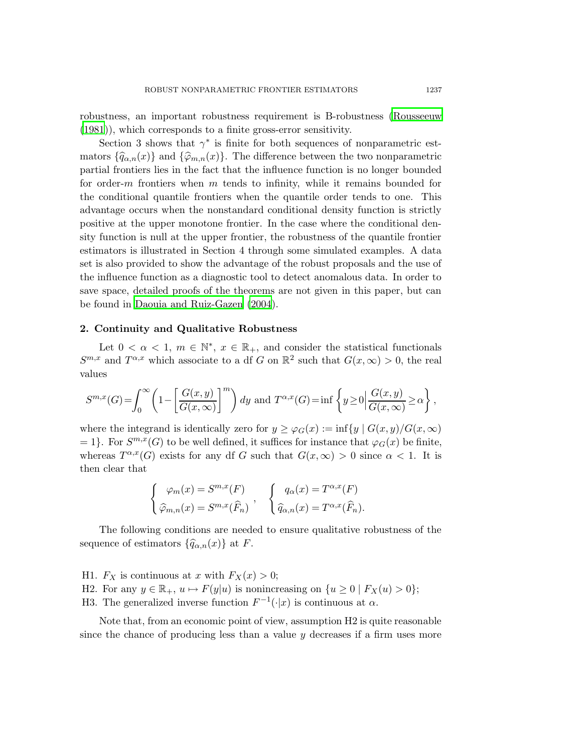robustness, an important robustness requirement is B-robustness (Rousseeuw (1981)), which corresponds to a finite gross-error sensitivity.

Section 3 shows that $\gamma^*$ is finite for both sequences of nonparametric estimators $\{\widehat{q}_{\alpha,n}(x)\}$ and $\{\widehat{\varphi}_{m,n}(x)\}$. The difference between the two nonparametric partial frontiers lies in the fact that the influence function is no longer bounded for order-$m$ frontiers when $m$ tends to infinity, while it remains bounded for the conditional quantile frontiers when the quantile order tends to one. This advantage occurs when the nonstandard conditional density function is strictly positive at the upper monotone frontier. In the case where the conditional density function is null at the upper frontier, the robustness of the quantile frontier estimators is illustrated in Section 4 through some simulated examples. A data set is also provided to show the advantage of the robust proposals and the use of the influence function as a diagnostic tool to detect anomalous data. In order to save space, detailed proofs of the theorems are not given in this paper, but can be found in Daouia and Ruiz-Gazen (2004).

## 2. Continuity and Qualitative Robustness

Let $0 < \alpha < 1$, $m \in \mathbb{N}^*$, $x \in \mathbb{R}_+$, and consider the statistical functionals $S^{m,x}$ and $T^{\alpha,x}$ which associate to a df $G$ on $\mathbb{R}^2$ such that $G(x,\infty) > 0$, the real values

$$S^{m,x}(G)=\int_0^\infty \left(1-\left[\frac{G(x,y)}{G(x,\infty)}\right]^m\right) dy \text{ and } T^{\alpha,x}(G)=\inf\left\{y\geq 0 \Big| \frac{G(x,y)}{G(x,\infty)}\geq\alpha\right\},$$

where the integrand is identically zero for $y \geq \varphi_G(x) := \inf\{y \mid G(x,y)/G(x,\infty) = 1\}$. For $S^{m,x}(G)$ to be well defined, it suffices for instance that $\varphi_G(x)$ be finite, whereas $T^{\alpha,x}(G)$ exists for any df $G$ such that $G(x,\infty) > 0$ since $\alpha < 1$. It is then clear that

$$\begin{cases} \varphi_m(x) = S^{m,x}(F) \\ \widehat{\varphi}_{m,n}(x) = S^{m,x}(\widehat{F}_n) \end{cases}, \quad \begin{cases} q_\alpha(x) = T^{\alpha,x}(F) \\ \widehat{q}_{\alpha,n}(x) = T^{\alpha,x}(\widehat{F}_n). \end{cases}$$

The following conditions are needed to ensure qualitative robustness of the sequence of estimators $\{\widehat{q}_{\alpha,n}(x)\}$ at $F$.

- H1. $F_X$ is continuous at $x$ with $F_X(x) > 0$;
- H2. For any $y \in \mathbb{R}_+$, $u \mapsto F(y|u)$ is nonincreasing on $\{u \geq 0 \mid F_X(u) > 0\}$;
- H3. The generalized inverse function $F^{-1}(\cdot|x)$ is continuous at $\alpha$.

Note that, from an economic point of view, assumption H2 is quite reasonable since the chance of producing less than a value $y$ decreases if a firm uses more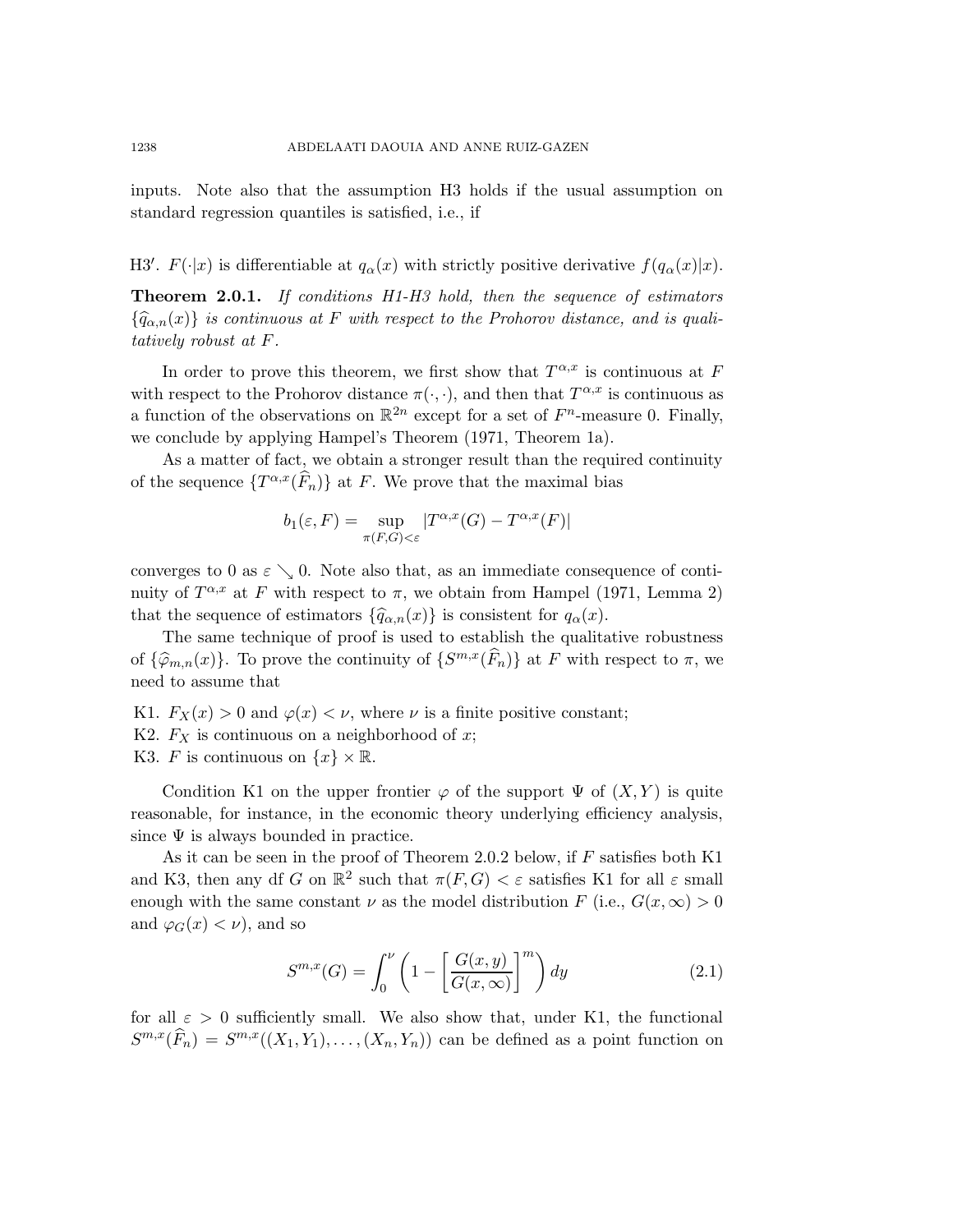inputs. Note also that the assumption H3 holds if the usual assumption on standard regression quantiles is satisfied, i.e., if

H3′. $F(\cdot|x)$ is differentiable at $q_\alpha(x)$ with strictly positive derivative $f(q_\alpha(x)|x)$.

**Theorem 2.0.1.** *If conditions H1-H3 hold, then the sequence of estimators $\{\widehat{q}_{\alpha,n}(x)\}$ is continuous at $F$ with respect to the Prohorov distance, and is qualitatively robust at $F$.*

In order to prove this theorem, we first show that $T^{\alpha,x}$ is continuous at $F$ with respect to the Prohorov distance $\pi(\cdot,\cdot)$, and then that $T^{\alpha,x}$ is continuous as a function of the observations on $\mathbb{R}^{2n}$ except for a set of $F^n$-measure 0. Finally, we conclude by applying Hampel's Theorem (1971, Theorem 1a).

As a matter of fact, we obtain a stronger result than the required continuity of the sequence $\{T^{\alpha,x}(\widehat{F}_n)\}$ at $F$. We prove that the maximal bias

$$b_1(\varepsilon, F) = \sup_{\pi(F,G)<\varepsilon} |T^{\alpha,x}(G) - T^{\alpha,x}(F)|$$

converges to 0 as $\varepsilon \searrow 0$. Note also that, as an immediate consequence of continuity of $T^{\alpha,x}$ at $F$ with respect to $\pi$, we obtain from Hampel (1971, Lemma 2) that the sequence of estimators $\{\widehat{q}_{\alpha,n}(x)\}$ is consistent for $q_\alpha(x)$.

The same technique of proof is used to establish the qualitative robustness of $\{\widehat{\varphi}_{m,n}(x)\}$. To prove the continuity of $\{S^{m,x}(\widehat{F}_n)\}$ at $F$ with respect to $\pi$, we need to assume that

K1. $F_X(x) > 0$ and $\varphi(x) < \nu$, where $\nu$ is a finite positive constant;
K2. $F_X$ is continuous on a neighborhood of $x$;
K3. $F$ is continuous on $\{x\} \times \mathbb{R}$.

Condition K1 on the upper frontier $\varphi$ of the support $\Psi$ of $(X, Y)$ is quite reasonable, for instance, in the economic theory underlying efficiency analysis, since $\Psi$ is always bounded in practice.

As it can be seen in the proof of Theorem 2.0.2 below, if $F$ satisfies both K1 and K3, then any df $G$ on $\mathbb{R}^2$ such that $\pi(F,G) < \varepsilon$ satisfies K1 for all $\varepsilon$ small enough with the same constant $\nu$ as the model distribution $F$ (i.e., $G(x,\infty) > 0$ and $\varphi_G(x) < \nu$), and so

$$S^{m,x}(G) = \int_0^\nu \left(1 - \left[\frac{G(x,y)}{G(x,\infty)}\right]^m\right) dy \tag{2.1}$$

for all $\varepsilon > 0$ sufficiently small. We also show that, under K1, the functional $S^{m,x}(\widehat{F}_n) = S^{m,x}((X_1,Y_1),\ldots,(X_n,Y_n))$ can be defined as a point function on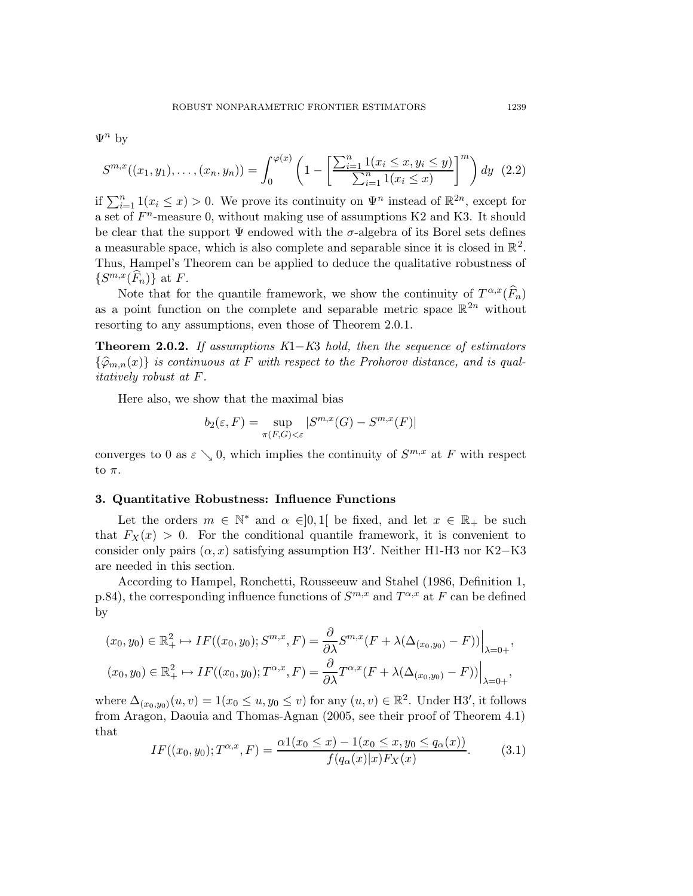$\Psi^n$ by

$$S^{m,x}((x_1,y_1),\ldots,(x_n,y_n)) = \int_0^{\varphi(x)} \left(1 - \left[\frac{\sum_{i=1}^n 1(x_i \le x, y_i \le y)}{\sum_{i=1}^n 1(x_i \le x)}\right]^m\right) dy \quad (2.2)$$

if $\sum_{i=1}^n 1(x_i \le x) > 0$. We prove its continuity on $\Psi^n$ instead of $\mathbb{R}^{2n}$, except for a set of $F^n$-measure 0, without making use of assumptions K2 and K3. It should be clear that the support $\Psi$ endowed with the $\sigma$-algebra of its Borel sets defines a measurable space, which is also complete and separable since it is closed in $\mathbb{R}^2$. Thus, Hampel's Theorem can be applied to deduce the qualitative robustness of $\{S^{m,x}(\widehat{F}_n)\}$ at $F$.

Note that for the quantile framework, we show the continuity of $T^{\alpha,x}(\widehat{F}_n)$ as a point function on the complete and separable metric space $\mathbb{R}^{2n}$ without resorting to any assumptions, even those of Theorem 2.0.1.

**Theorem 2.0.2.** *If assumptions K1−K3 hold, then the sequence of estimators $\{\widehat{\varphi}_{m,n}(x)\}$ is continuous at $F$ with respect to the Prohorov distance, and is qualitatively robust at $F$.*

Here also, we show that the maximal bias

$$b_2(\varepsilon, F) = \sup_{\pi(F,G)<\varepsilon} |S^{m,x}(G) - S^{m,x}(F)|$$

converges to 0 as $\varepsilon \searrow 0$, which implies the continuity of $S^{m,x}$ at $F$ with respect to $\pi$.

## 3. Quantitative Robustness: Influence Functions

Let the orders $m \in \mathbb{N}^*$ and $\alpha \in ]0,1[$ be fixed, and let $x \in \mathbb{R}_+$ be such that $F_X(x) > 0$. For the conditional quantile framework, it is convenient to consider only pairs $(\alpha, x)$ satisfying assumption H3′. Neither H1-H3 nor K2−K3 are needed in this section.

According to Hampel, Ronchetti, Rousseeuw and Stahel (1986, Definition 1, p.84), the corresponding influence functions of $S^{m,x}$ and $T^{\alpha,x}$ at $F$ can be defined by

$$(x_0,y_0) \in \mathbb{R}_+^2 \mapsto IF((x_0,y_0); S^{m,x}, F) = \frac{\partial}{\partial \lambda} S^{m,x}(F + \lambda(\Delta_{(x_0,y_0)} - F))\Big|_{\lambda=0+},$$

$$(x_0,y_0) \in \mathbb{R}_+^2 \mapsto IF((x_0,y_0); T^{\alpha,x}, F) = \frac{\partial}{\partial \lambda} T^{\alpha,x}(F + \lambda(\Delta_{(x_0,y_0)} - F))\Big|_{\lambda=0+},$$

where $\Delta_{(x_0,y_0)}(u,v) = 1(x_0 \le u, y_0 \le v)$ for any $(u,v) \in \mathbb{R}^2$. Under H3′, it follows from Aragon, Daouia and Thomas-Agnan (2005, see their proof of Theorem 4.1) that

$$IF((x_0,y_0); T^{\alpha,x}, F) = \frac{\alpha 1(x_0 \le x) - 1(x_0 \le x, y_0 \le q_\alpha(x))}{f(q_\alpha(x)|x) F_X(x)}. \quad (3.1)$$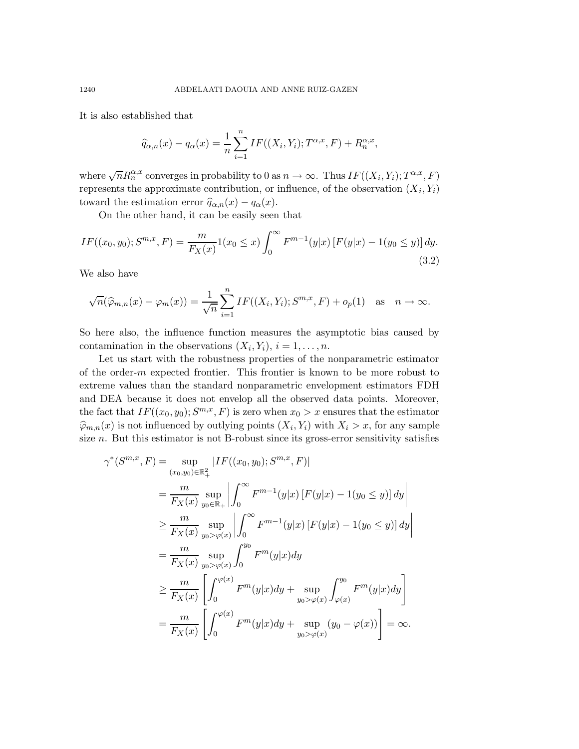It is also established that

$$
\widehat{q}_{\alpha,n}(x) - q_\alpha(x) = \frac{1}{n}\sum_{i=1}^{n} IF((X_i, Y_i); T^{\alpha,x}, F) + R_n^{\alpha,x},
$$

where $\sqrt{n}R_n^{\alpha,x}$ converges in probability to 0 as $n \to \infty$. Thus $IF((X_i, Y_i); T^{\alpha,x}, F)$ represents the approximate contribution, or influence, of the observation $(X_i, Y_i)$ toward the estimation error $\widehat{q}_{\alpha,n}(x) - q_\alpha(x)$.

On the other hand, it can be easily seen that

$$
IF((x_0, y_0); S^{m,x}, F) = \frac{m}{F_X(x)} 1(x_0 \leq x) \int_0^\infty F^{m-1}(y|x)\left[F(y|x) - 1(y_0 \leq y)\right] dy. \tag{3.2}
$$

We also have

$$
\sqrt{n}(\widehat{\varphi}_{m,n}(x) - \varphi_m(x)) = \frac{1}{\sqrt{n}}\sum_{i=1}^{n} IF((X_i, Y_i); S^{m,x}, F) + o_p(1) \quad \text{as} \quad n \to \infty.
$$

So here also, the influence function measures the asymptotic bias caused by contamination in the observations $(X_i, Y_i)$, $i = 1, \ldots, n$.

Let us start with the robustness properties of the nonparametric estimator of the order-$m$ expected frontier. This frontier is known to be more robust to extreme values than the standard nonparametric envelopment estimators FDH and DEA because it does not envelop all the observed data points. Moreover, the fact that $IF((x_0, y_0); S^{m,x}, F)$ is zero when $x_0 > x$ ensures that the estimator $\widehat{\varphi}_{m,n}(x)$ is not influenced by outlying points $(X_i, Y_i)$ with $X_i > x$, for any sample size $n$. But this estimator is not B-robust since its gross-error sensitivity satisfies

$$
\begin{aligned}
\gamma^*(S^{m,x}, F) &= \sup_{(x_0,y_0)\in\mathbb{R}_+^2} |IF((x_0, y_0); S^{m,x}, F)| \\
&= \frac{m}{F_X(x)} \sup_{y_0\in\mathbb{R}_+} \left| \int_0^\infty F^{m-1}(y|x)\left[F(y|x) - 1(y_0 \leq y)\right] dy \right| \\
&\geq \frac{m}{F_X(x)} \sup_{y_0>\varphi(x)} \left| \int_0^\infty F^{m-1}(y|x)\left[F(y|x) - 1(y_0 \leq y)\right] dy \right| \\
&= \frac{m}{F_X(x)} \sup_{y_0>\varphi(x)} \int_0^{y_0} F^m(y|x) dy \\
&\geq \frac{m}{F_X(x)} \left[ \int_0^{\varphi(x)} F^m(y|x) dy + \sup_{y_0>\varphi(x)} \int_{\varphi(x)}^{y_0} F^m(y|x) dy \right] \\
&= \frac{m}{F_X(x)} \left[ \int_0^{\varphi(x)} F^m(y|x) dy + \sup_{y_0>\varphi(x)} (y_0 - \varphi(x)) \right] = \infty.
\end{aligned}
$$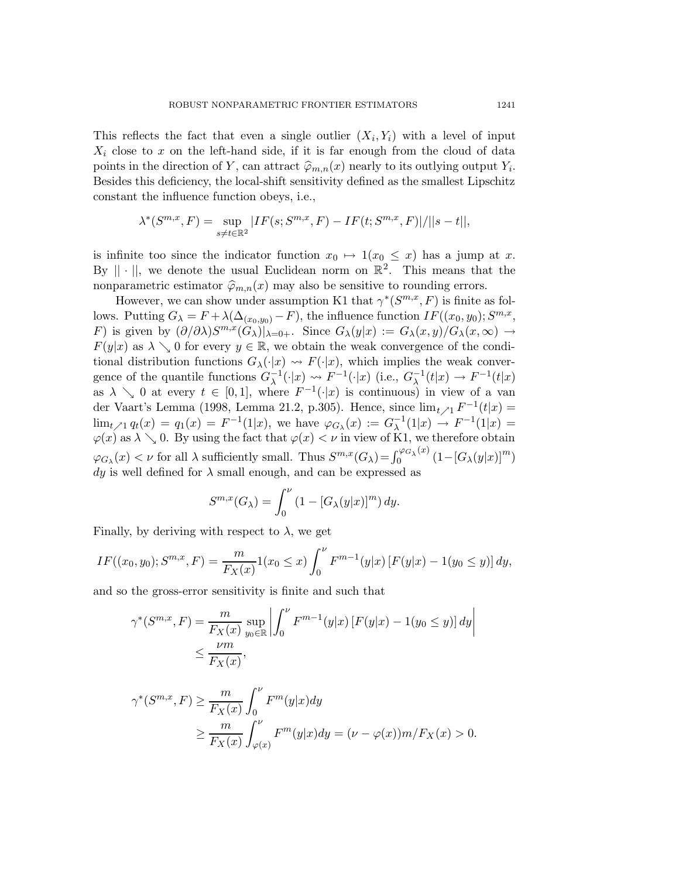This reflects the fact that even a single outlier $(X_i, Y_i)$ with a level of input $X_i$ close to $x$ on the left-hand side, if it is far enough from the cloud of data points in the direction of $Y$, can attract $\widehat{\varphi}_{m,n}(x)$ nearly to its outlying output $Y_i$. Besides this deficiency, the local-shift sensitivity defined as the smallest Lipschitz constant the influence function obeys, i.e.,

$$\lambda^*(S^{m,x}, F) = \sup_{s \neq t \in \mathbb{R}^2} |IF(s; S^{m,x}, F) - IF(t; S^{m,x}, F)|/||s - t||,$$

is infinite too since the indicator function $x_0 \mapsto 1(x_0 \leq x)$ has a jump at $x$. By $|| \cdot ||$, we denote the usual Euclidean norm on $\mathbb{R}^2$. This means that the nonparametric estimator $\widehat{\varphi}_{m,n}(x)$ may also be sensitive to rounding errors.

However, we can show under assumption K1 that $\gamma^*(S^{m,x}, F)$ is finite as follows. Putting $G_\lambda = F + \lambda(\Delta_{(x_0,y_0)} - F)$, the influence function $IF((x_0, y_0); S^{m,x}, F)$ is given by $(\partial/\partial\lambda)S^{m,x}(G_\lambda)|_{\lambda=0+}$. Since $G_\lambda(y|x) := G_\lambda(x, y)/G_\lambda(x, \infty) \to F(y|x)$ as $\lambda \searrow 0$ for every $y \in \mathbb{R}$, we obtain the weak convergence of the conditional distribution functions $G_\lambda(\cdot|x) \rightsquigarrow F(\cdot|x)$, which implies the weak convergence of the quantile functions $G_\lambda^{-1}(\cdot|x) \rightsquigarrow F^{-1}(\cdot|x)$ (i.e., $G_\lambda^{-1}(t|x) \to F^{-1}(t|x)$ as $\lambda \searrow 0$ at every $t \in [0, 1]$, where $F^{-1}(\cdot|x)$ is continuous) in view of a van der Vaart's Lemma (1998, Lemma 21.2, p.305). Hence, since $\lim_{t \nearrow 1} F^{-1}(t|x) = \lim_{t \nearrow 1} q_t(x) = q_1(x) = F^{-1}(1|x)$, we have $\varphi_{G_\lambda}(x) := G_\lambda^{-1}(1|x) \to F^{-1}(1|x) = \varphi(x)$ as $\lambda \searrow 0$. By using the fact that $\varphi(x) < \nu$ in view of K1, we therefore obtain $\varphi_{G_\lambda}(x) < \nu$ for all $\lambda$ sufficiently small. Thus $S^{m,x}(G_\lambda) = \int_0^{\varphi_{G_\lambda}(x)} (1 - [G_\lambda(y|x)]^m)\, dy$ is well defined for $\lambda$ small enough, and can be expressed as

$$S^{m,x}(G_\lambda) = \int_0^\nu (1 - [G_\lambda(y|x)]^m)\, dy.$$

Finally, by deriving with respect to $\lambda$, we get

$$IF((x_0, y_0); S^{m,x}, F) = \frac{m}{F_X(x)} 1(x_0 \leq x) \int_0^\nu F^{m-1}(y|x) \left[F(y|x) - 1(y_0 \leq y)\right] dy,$$

and so the gross-error sensitivity is finite and such that

$$\begin{aligned}
\gamma^*(S^{m,x}, F) &= \frac{m}{F_X(x)} \sup_{y_0 \in \mathbb{R}} \left| \int_0^\nu F^{m-1}(y|x) \left[F(y|x) - 1(y_0 \leq y)\right] dy \right| \\
&\leq \frac{\nu m}{F_X(x)},
\end{aligned}$$

$$\begin{aligned}
\gamma^*(S^{m,x}, F) &\geq \frac{m}{F_X(x)} \int_0^\nu F^m(y|x) dy \\
&\geq \frac{m}{F_X(x)} \int_{\varphi(x)}^\nu F^m(y|x) dy = (\nu - \varphi(x))m/F_X(x) > 0.
\end{aligned}$$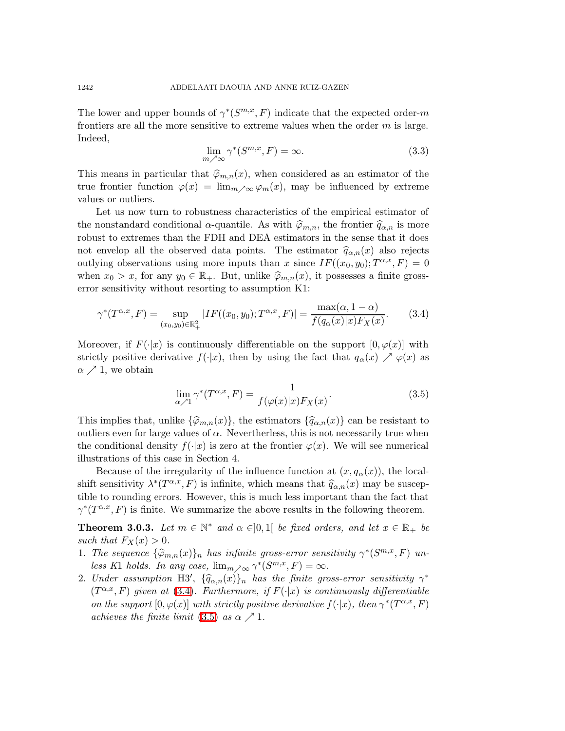The lower and upper bounds of $\gamma^*(S^{m,x}, F)$ indicate that the expected order-$m$ frontiers are all the more sensitive to extreme values when the order $m$ is large. Indeed,

$$\lim_{m \nearrow \infty} \gamma^*(S^{m,x}, F) = \infty. \tag{3.3}$$

This means in particular that $\widehat{\varphi}_{m,n}(x)$, when considered as an estimator of the true frontier function $\varphi(x) = \lim_{m \nearrow \infty} \varphi_m(x)$, may be influenced by extreme values or outliers.

Let us now turn to robustness characteristics of the empirical estimator of the nonstandard conditional $\alpha$-quantile. As with $\widehat{\varphi}_{m,n}$, the frontier $\widehat{q}_{\alpha,n}$ is more robust to extremes than the FDH and DEA estimators in the sense that it does not envelop all the observed data points. The estimator $\widehat{q}_{\alpha,n}(x)$ also rejects outlying observations using more inputs than $x$ since $IF((x_0, y_0); T^{\alpha,x}, F) = 0$ when $x_0 > x$, for any $y_0 \in \mathbb{R}_+$. But, unlike $\widehat{\varphi}_{m,n}(x)$, it possesses a finite gross-error sensitivity without resorting to assumption K1:

$$\gamma^*(T^{\alpha,x}, F) = \sup_{(x_0,y_0)\in\mathbb{R}^2_+} |IF((x_0, y_0); T^{\alpha,x}, F)| = \frac{\max(\alpha, 1-\alpha)}{f(q_\alpha(x)|x)F_X(x)}. \tag{3.4}$$

Moreover, if $F(\cdot|x)$ is continuously differentiable on the support $[0, \varphi(x)]$ with strictly positive derivative $f(\cdot|x)$, then by using the fact that $q_\alpha(x) \nearrow \varphi(x)$ as $\alpha \nearrow 1$, we obtain

$$\lim_{\alpha \nearrow 1} \gamma^*(T^{\alpha,x}, F) = \frac{1}{f(\varphi(x)|x)F_X(x)}. \tag{3.5}$$

This implies that, unlike $\{\widehat{\varphi}_{m,n}(x)\}$, the estimators $\{\widehat{q}_{\alpha,n}(x)\}$ can be resistant to outliers even for large values of $\alpha$. Nevertheless, this is not necessarily true when the conditional density $f(\cdot|x)$ is zero at the frontier $\varphi(x)$. We will see numerical illustrations of this case in Section 4.

Because of the irregularity of the influence function at $(x, q_\alpha(x))$, the local-shift sensitivity $\lambda^*(T^{\alpha,x}, F)$ is infinite, which means that $\widehat{q}_{\alpha,n}(x)$ may be susceptible to rounding errors. However, this is much less important than the fact that $\gamma^*(T^{\alpha,x}, F)$ is finite. We summarize the above results in the following theorem.

**Theorem 3.0.3.** *Let $m \in \mathbb{N}^*$ and $\alpha \in ]0, 1[$ be fixed orders, and let $x \in \mathbb{R}_+$ be such that $F_X(x) > 0$.*

1. *The sequence $\{\widehat{\varphi}_{m,n}(x)\}_n$ has infinite gross-error sensitivity $\gamma^*(S^{m,x}, F)$ unless* K1 *holds. In any case, $\lim_{m\nearrow\infty} \gamma^*(S^{m,x}, F) = \infty$.*
2. *Under assumption* H3′*, $\{\widehat{q}_{\alpha,n}(x)\}_n$ has the finite gross-error sensitivity $\gamma^*(T^{\alpha,x}, F)$ given at (3.4). Furthermore, if $F(\cdot|x)$ is continuously differentiable on the support $[0, \varphi(x)]$ with strictly positive derivative $f(\cdot|x)$, then $\gamma^*(T^{\alpha,x}, F)$ achieves the finite limit (3.5) as $\alpha \nearrow 1$.*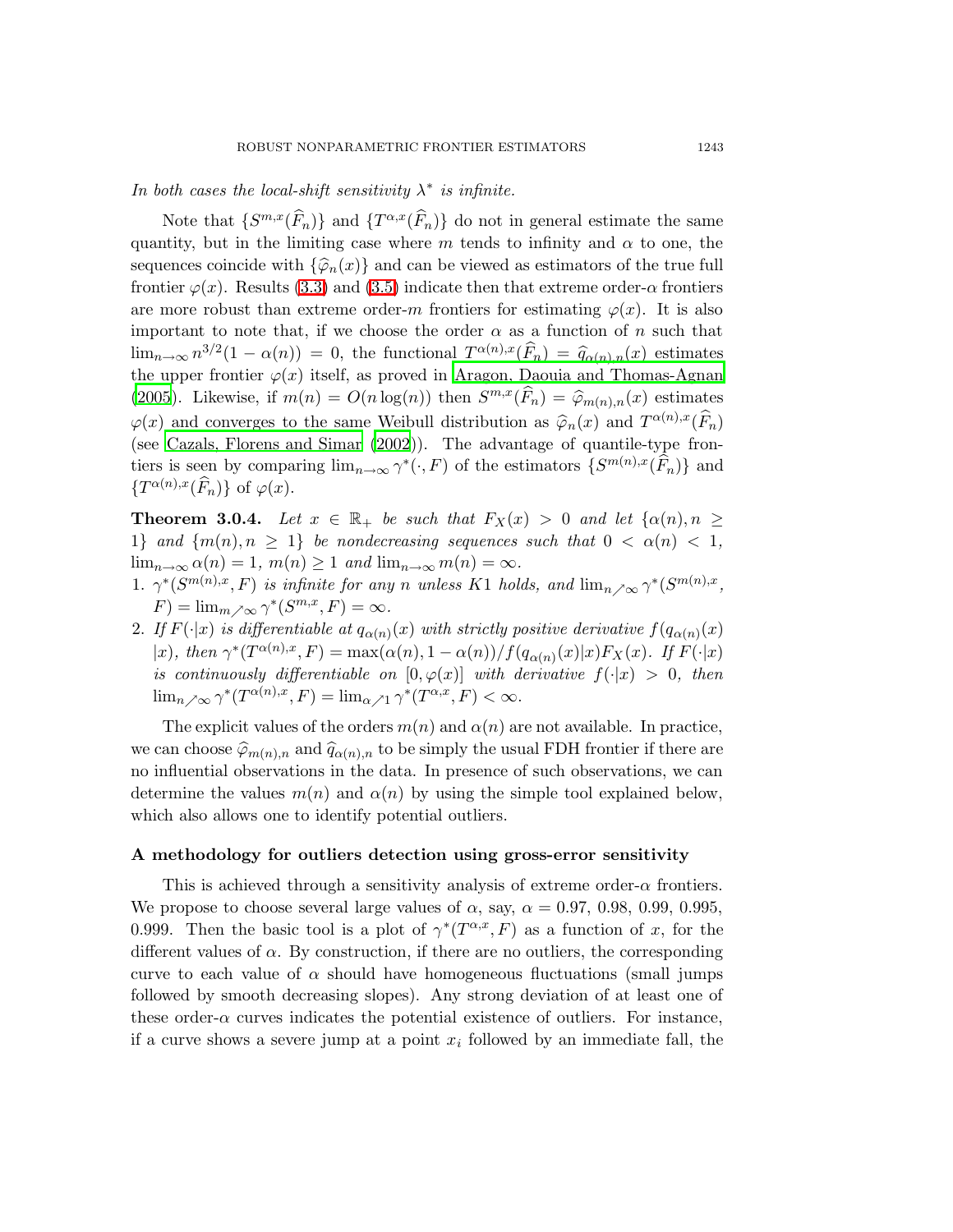*In both cases the local-shift sensitivity $\lambda^*$ is infinite.*

Note that $\{S^{m,x}(\widehat{F}_n)\}$ and $\{T^{\alpha,x}(\widehat{F}_n)\}$ do not in general estimate the same quantity, but in the limiting case where $m$ tends to infinity and $\alpha$ to one, the sequences coincide with $\{\widehat{\varphi}_n(x)\}$ and can be viewed as estimators of the true full frontier $\varphi(x)$. Results (3.3) and (3.5) indicate then that extreme order-$\alpha$ frontiers are more robust than extreme order-$m$ frontiers for estimating $\varphi(x)$. It is also important to note that, if we choose the order $\alpha$ as a function of $n$ such that $\lim_{n\to\infty} n^{3/2}(1-\alpha(n)) = 0$, the functional $T^{\alpha(n),x}(\widehat{F}_n) = \widehat{q}_{\alpha(n),n}(x)$ estimates the upper frontier $\varphi(x)$ itself, as proved in Aragon, Daouia and Thomas-Agnan (2005). Likewise, if $m(n) = O(n\log(n))$ then $S^{m,x}(\widehat{F}_n) = \widehat{\varphi}_{m(n),n}(x)$ estimates $\varphi(x)$ and converges to the same Weibull distribution as $\widehat{\varphi}_n(x)$ and $T^{\alpha(n),x}(\widehat{F}_n)$ (see Cazals, Florens and Simar (2002)). The advantage of quantile-type frontiers is seen by comparing $\lim_{n\to\infty}\gamma^*(\cdot,F)$ of the estimators $\{S^{m(n),x}(\widehat{F}_n)\}$ and $\{T^{\alpha(n),x}(\widehat{F}_n)\}$ of $\varphi(x)$.

**Theorem 3.0.4.** *Let $x \in \mathbb{R}_+$ be such that $F_X(x) > 0$ and let $\{\alpha(n), n \geq 1\}$ and $\{m(n), n \geq 1\}$ be nondecreasing sequences such that $0 < \alpha(n) < 1$, $\lim_{n\to\infty}\alpha(n) = 1$, $m(n) \geq 1$ and $\lim_{n\to\infty} m(n) = \infty$.*

1. *$\gamma^*(S^{m(n),x}, F)$ is infinite for any $n$ unless K1 holds, and $\lim_{n\nearrow\infty}\gamma^*(S^{m(n),x}, F) = \lim_{m\nearrow\infty}\gamma^*(S^{m,x}, F) = \infty$.*
2. *If $F(\cdot|x)$ is differentiable at $q_{\alpha(n)}(x)$ with strictly positive derivative $f(q_{\alpha(n)}(x)|x)$, then $\gamma^*(T^{\alpha(n),x}, F) = \max(\alpha(n), 1-\alpha(n))/f(q_{\alpha(n)}(x)|x)F_X(x)$. If $F(\cdot|x)$ is continuously differentiable on $[0,\varphi(x)]$ with derivative $f(\cdot|x) > 0$, then $\lim_{n\nearrow\infty}\gamma^*(T^{\alpha(n),x}, F) = \lim_{\alpha\nearrow 1}\gamma^*(T^{\alpha,x}, F) < \infty$.*

The explicit values of the orders $m(n)$ and $\alpha(n)$ are not available. In practice, we can choose $\widehat{\varphi}_{m(n),n}$ and $\widehat{q}_{\alpha(n),n}$ to be simply the usual FDH frontier if there are no influential observations in the data. In presence of such observations, we can determine the values $m(n)$ and $\alpha(n)$ by using the simple tool explained below, which also allows one to identify potential outliers.

**A methodology for outliers detection using gross-error sensitivity**

This is achieved through a sensitivity analysis of extreme order-$\alpha$ frontiers. We propose to choose several large values of $\alpha$, say, $\alpha = 0.97$, 0.98, 0.99, 0.995, 0.999. Then the basic tool is a plot of $\gamma^*(T^{\alpha,x}, F)$ as a function of $x$, for the different values of $\alpha$. By construction, if there are no outliers, the corresponding curve to each value of $\alpha$ should have homogeneous fluctuations (small jumps followed by smooth decreasing slopes). Any strong deviation of at least one of these order-$\alpha$ curves indicates the potential existence of outliers. For instance, if a curve shows a severe jump at a point $x_i$ followed by an immediate fall, the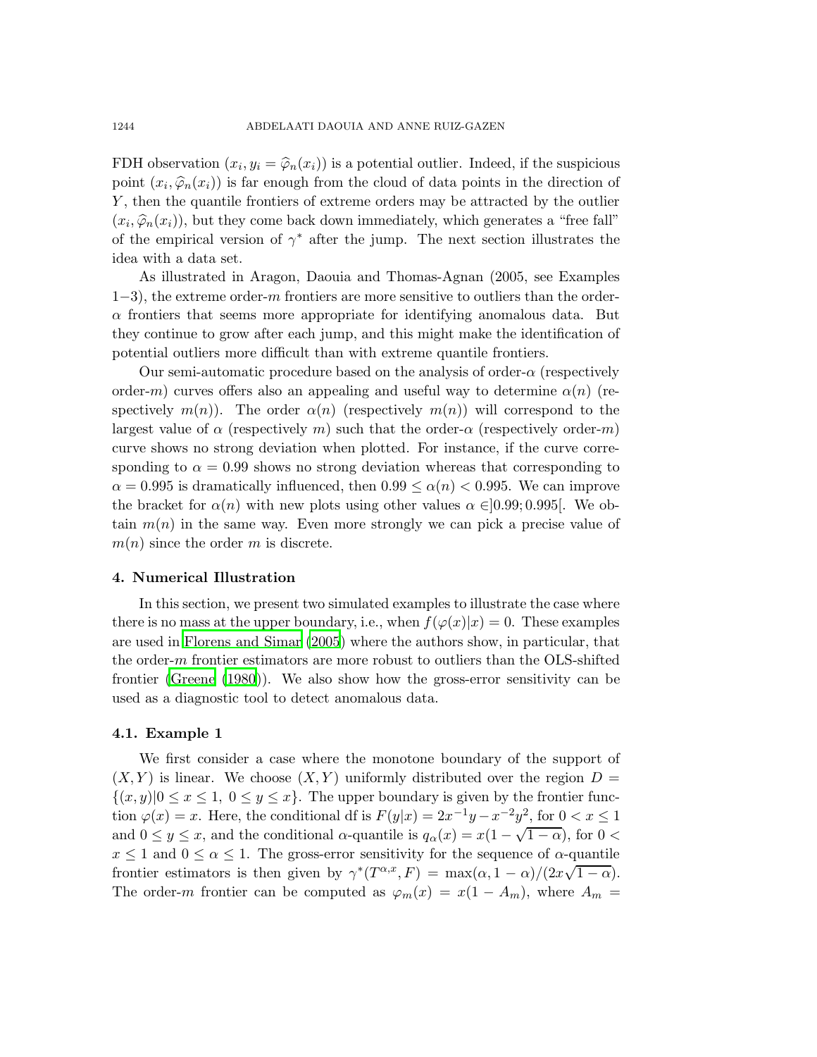FDH observation $(x_i, y_i = \widehat{\varphi}_n(x_i))$ is a potential outlier. Indeed, if the suspicious point $(x_i, \widehat{\varphi}_n(x_i))$ is far enough from the cloud of data points in the direction of $Y$, then the quantile frontiers of extreme orders may be attracted by the outlier $(x_i, \widehat{\varphi}_n(x_i))$, but they come back down immediately, which generates a "free fall" of the empirical version of $\gamma^*$ after the jump. The next section illustrates the idea with a data set.

As illustrated in Aragon, Daouia and Thomas-Agnan (2005, see Examples 1−3), the extreme order-$m$ frontiers are more sensitive to outliers than the order-$\alpha$ frontiers that seems more appropriate for identifying anomalous data. But they continue to grow after each jump, and this might make the identification of potential outliers more difficult than with extreme quantile frontiers.

Our semi-automatic procedure based on the analysis of order-$\alpha$ (respectively order-$m$) curves offers also an appealing and useful way to determine $\alpha(n)$ (respectively $m(n)$). The order $\alpha(n)$ (respectively $m(n)$) will correspond to the largest value of $\alpha$ (respectively $m$) such that the order-$\alpha$ (respectively order-$m$) curve shows no strong deviation when plotted. For instance, if the curve corresponding to $\alpha = 0.99$ shows no strong deviation whereas that corresponding to $\alpha = 0.995$ is dramatically influenced, then $0.99 \leq \alpha(n) < 0.995$. We can improve the bracket for $\alpha(n)$ with new plots using other values $\alpha \in ]0.99; 0.995[$. We obtain $m(n)$ in the same way. Even more strongly we can pick a precise value of $m(n)$ since the order $m$ is discrete.

## 4. Numerical Illustration

In this section, we present two simulated examples to illustrate the case where there is no mass at the upper boundary, i.e., when $f(\varphi(x)|x) = 0$. These examples are used in Florens and Simar (2005) where the authors show, in particular, that the order-$m$ frontier estimators are more robust to outliers than the OLS-shifted frontier (Greene (1980)). We also show how the gross-error sensitivity can be used as a diagnostic tool to detect anomalous data.

### 4.1. Example 1

We first consider a case where the monotone boundary of the support of $(X, Y)$ is linear. We choose $(X, Y)$ uniformly distributed over the region $D = \{(x, y) | 0 \leq x \leq 1,\ 0 \leq y \leq x\}$. The upper boundary is given by the frontier function $\varphi(x) = x$. Here, the conditional df is $F(y|x) = 2x^{-1}y - x^{-2}y^2$, for $0 < x \leq 1$ and $0 \leq y \leq x$, and the conditional $\alpha$-quantile is $q_\alpha(x) = x(1 - \sqrt{1-\alpha})$, for $0 < x \leq 1$ and $0 \leq \alpha \leq 1$. The gross-error sensitivity for the sequence of $\alpha$-quantile frontier estimators is then given by $\gamma^*(T^{\alpha,x}, F) = \max(\alpha, 1-\alpha)/(2x\sqrt{1-\alpha})$. The order-$m$ frontier can be computed as $\varphi_m(x) = x(1 - A_m)$, where $A_m =$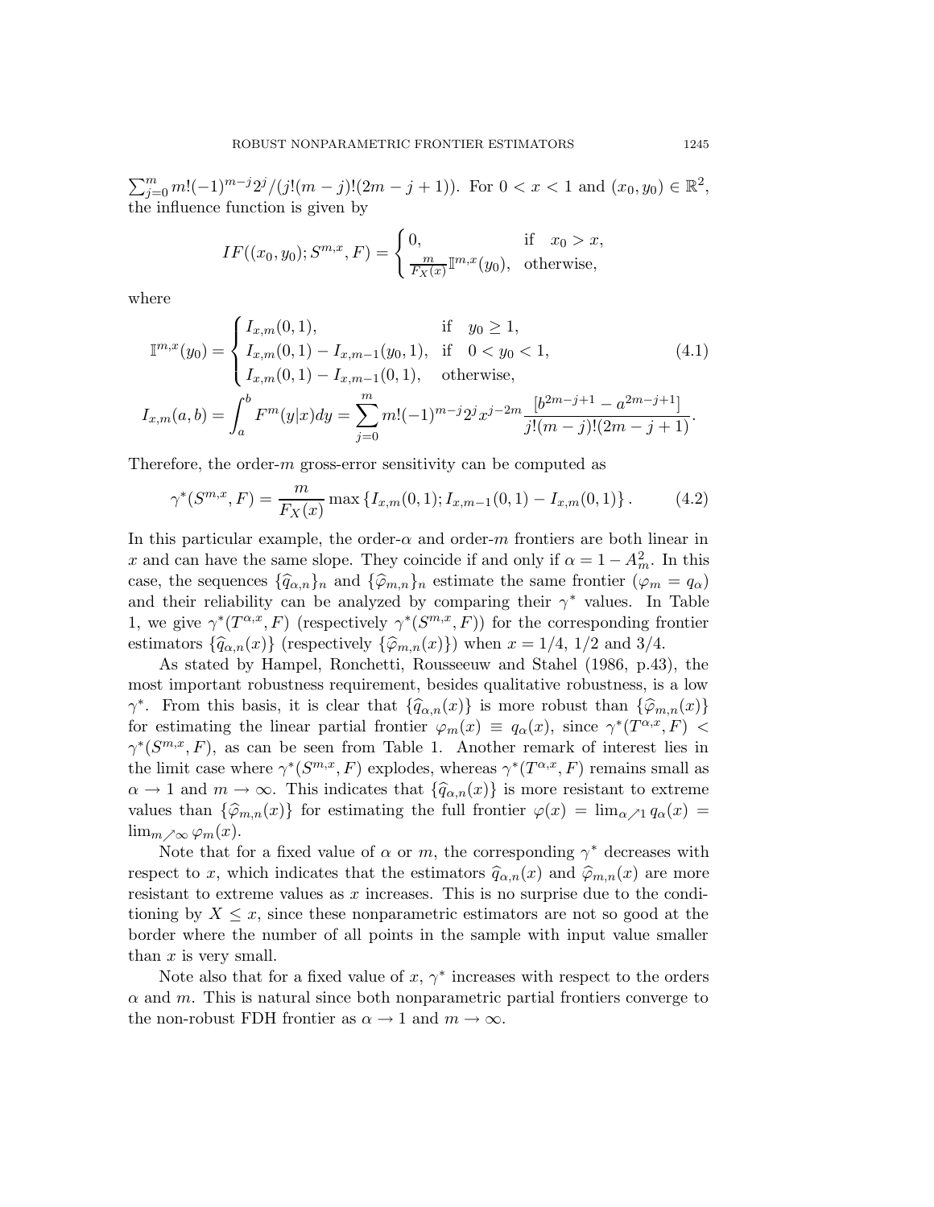$\sum_{j=0}^{m} m!(-1)^{m-j}2^j/(j!(m-j)!(2m-j+1))$. For $0 < x < 1$ and $(x_0, y_0) \in \mathbb{R}^2$, the influence function is given by

$$IF((x_0, y_0); S^{m,x}, F) = \begin{cases} 0, & \text{if} \quad x_0 > x, \\ \frac{m}{F_X(x)} \mathbb{I}^{m,x}(y_0), & \text{otherwise,} \end{cases}$$

where

$$\mathbb{I}^{m,x}(y_0) = \begin{cases} I_{x,m}(0,1), & \text{if} \quad y_0 \geq 1, \\ I_{x,m}(0,1) - I_{x,m-1}(y_0, 1), & \text{if} \quad 0 < y_0 < 1, \\ I_{x,m}(0,1) - I_{x,m-1}(0,1), & \text{otherwise,} \end{cases} \tag{4.1}$$

$$I_{x,m}(a,b) = \int_a^b F^m(y|x)dy = \sum_{j=0}^{m} m!(-1)^{m-j}2^j x^{j-2m} \frac{[b^{2m-j+1} - a^{2m-j+1}]}{j!(m-j)!(2m-j+1)}.$$

Therefore, the order-$m$ gross-error sensitivity can be computed as

$$\gamma^*(S^{m,x}, F) = \frac{m}{F_X(x)} \max\left\{I_{x,m}(0,1); I_{x,m-1}(0,1) - I_{x,m}(0,1)\right\}. \tag{4.2}$$

In this particular example, the order-$\alpha$ and order-$m$ frontiers are both linear in $x$ and can have the same slope. They coincide if and only if $\alpha = 1 - A_m^2$. In this case, the sequences $\{\widehat{q}_{\alpha,n}\}_n$ and $\{\widehat{\varphi}_{m,n}\}_n$ estimate the same frontier ($\varphi_m = q_\alpha$) and their reliability can be analyzed by comparing their $\gamma^*$ values. In Table 1, we give $\gamma^*(T^{\alpha,x}, F)$ (respectively $\gamma^*(S^{m,x}, F)$) for the corresponding frontier estimators $\{\widehat{q}_{\alpha,n}(x)\}$ (respectively $\{\widehat{\varphi}_{m,n}(x)\}$) when $x = 1/4$, $1/2$ and $3/4$.

As stated by Hampel, Ronchetti, Rousseeuw and Stahel (1986, p.43), the most important robustness requirement, besides qualitative robustness, is a low $\gamma^*$. From this basis, it is clear that $\{\widehat{q}_{\alpha,n}(x)\}$ is more robust than $\{\widehat{\varphi}_{m,n}(x)\}$ for estimating the linear partial frontier $\varphi_m(x) \equiv q_\alpha(x)$, since $\gamma^*(T^{\alpha,x}, F) < \gamma^*(S^{m,x}, F)$, as can be seen from Table 1. Another remark of interest lies in the limit case where $\gamma^*(S^{m,x}, F)$ explodes, whereas $\gamma^*(T^{\alpha,x}, F)$ remains small as $\alpha \to 1$ and $m \to \infty$. This indicates that $\{\widehat{q}_{\alpha,n}(x)\}$ is more resistant to extreme values than $\{\widehat{\varphi}_{m,n}(x)\}$ for estimating the full frontier $\varphi(x) = \lim_{\alpha \nearrow 1} q_\alpha(x) = \lim_{m \nearrow \infty} \varphi_m(x)$.

Note that for a fixed value of $\alpha$ or $m$, the corresponding $\gamma^*$ decreases with respect to $x$, which indicates that the estimators $\widehat{q}_{\alpha,n}(x)$ and $\widehat{\varphi}_{m,n}(x)$ are more resistant to extreme values as $x$ increases. This is no surprise due to the conditioning by $X \leq x$, since these nonparametric estimators are not so good at the border where the number of all points in the sample with input value smaller than $x$ is very small.

Note also that for a fixed value of $x$, $\gamma^*$ increases with respect to the orders $\alpha$ and $m$. This is natural since both nonparametric partial frontiers converge to the non-robust FDH frontier as $\alpha \to 1$ and $m \to \infty$.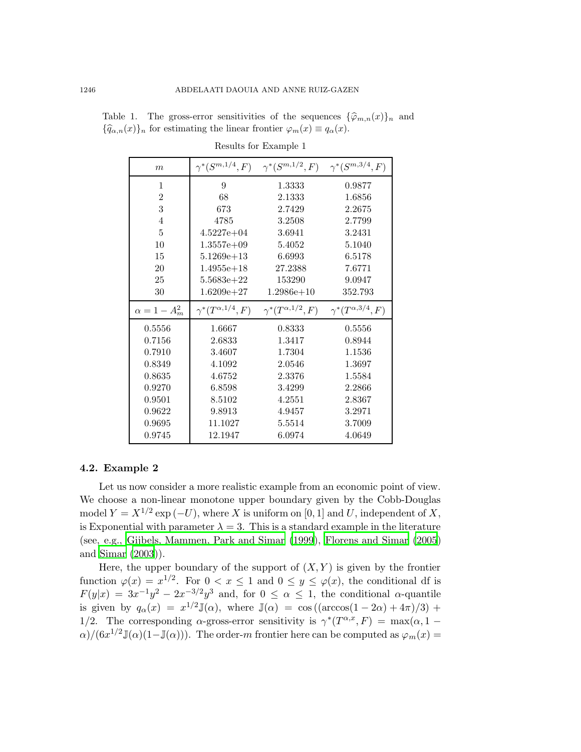Table 1. The gross-error sensitivities of the sequences $\{\widehat{\varphi}_{m,n}(x)\}_n$ and $\{\widehat{q}_{\alpha,n}(x)\}_n$ for estimating the linear frontier $\varphi_m(x) \equiv q_\alpha(x)$.

Results for Example 1

| $m$ | $\gamma^*(S^{m,1/4}, F)$ | $\gamma^*(S^{m,1/2}, F)$ | $\gamma^*(S^{m,3/4}, F)$ |
|---|---|---|---|
| 1 | 9 | 1.3333 | 0.9877 |
| 2 | 68 | 2.1333 | 1.6856 |
| 3 | 673 | 2.7429 | 2.2675 |
| 4 | 4785 | 3.2508 | 2.7799 |
| 5 | 4.5227e+04 | 3.6941 | 3.2431 |
| 10 | 1.3557e+09 | 5.4052 | 5.1040 |
| 15 | 5.1269e+13 | 6.6993 | 6.5178 |
| 20 | 1.4955e+18 | 27.2388 | 7.6771 |
| 25 | 5.5683e+22 | 153290 | 9.0947 |
| 30 | 1.6209e+27 | 1.2986e+10 | 352.793 |
| $\alpha = 1 - A_m^2$ | $\gamma^*(T^{\alpha,1/4}, F)$ | $\gamma^*(T^{\alpha,1/2}, F)$ | $\gamma^*(T^{\alpha,3/4}, F)$ |
| 0.5556 | 1.6667 | 0.8333 | 0.5556 |
| 0.7156 | 2.6833 | 1.3417 | 0.8944 |
| 0.7910 | 3.4607 | 1.7304 | 1.1536 |
| 0.8349 | 4.1092 | 2.0546 | 1.3697 |
| 0.8635 | 4.6752 | 2.3376 | 1.5584 |
| 0.9270 | 6.8598 | 3.4299 | 2.2866 |
| 0.9501 | 8.5102 | 4.2551 | 2.8367 |
| 0.9622 | 9.8913 | 4.9457 | 3.2971 |
| 0.9695 | 11.1027 | 5.5514 | 3.7009 |
| 0.9745 | 12.1947 | 6.0974 | 4.0649 |

### 4.2. Example 2

Let us now consider a more realistic example from an economic point of view. We choose a non-linear monotone upper boundary given by the Cobb-Douglas model $Y = X^{1/2} \exp(-U)$, where $X$ is uniform on $[0, 1]$ and $U$, independent of $X$, is Exponential with parameter $\lambda = 3$. This is a standard example in the literature (see, e.g., Gijbels, Mammen, Park and Simar (1999), Florens and Simar (2005) and Simar (2003)).

Here, the upper boundary of the support of $(X, Y)$ is given by the frontier function $\varphi(x) = x^{1/2}$. For $0 < x \leq 1$ and $0 \leq y \leq \varphi(x)$, the conditional df is $F(y|x) = 3x^{-1}y^2 - 2x^{-3/2}y^3$ and, for $0 \leq \alpha \leq 1$, the conditional $\alpha$-quantile is given by $q_\alpha(x) = x^{1/2}\mathbb{J}(\alpha)$, where $\mathbb{J}(\alpha) = \cos((\arccos(1-2\alpha) + 4\pi)/3) + 1/2$. The corresponding $\alpha$-gross-error sensitivity is $\gamma^*(T^{\alpha,x}, F) = \max(\alpha, 1 - \alpha)/(6x^{1/2}\mathbb{J}(\alpha)(1-\mathbb{J}(\alpha)))$. The order-$m$ frontier here can be computed as $\varphi_m(x) =$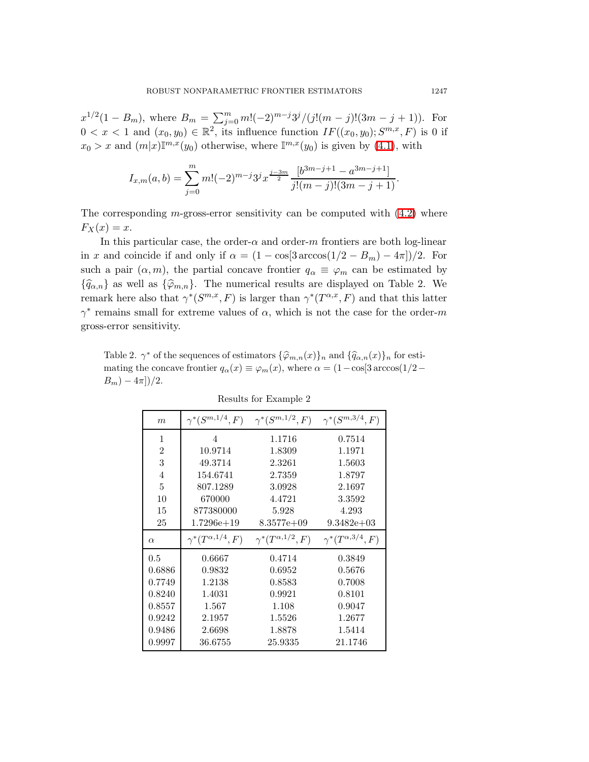$x^{1/2}(1 - B_m)$, where $B_m = \sum_{j=0}^{m} m!(-2)^{m-j}3^j/(j!(m-j)!(3m-j+1))$. For $0 < x < 1$ and $(x_0, y_0) \in \mathbb{R}^2$, its influence function $IF((x_0, y_0); S^{m,x}, F)$ is 0 if $x_0 > x$ and $(m|x)\mathbb{I}^{m,x}(y_0)$ otherwise, where $\mathbb{I}^{m,x}(y_0)$ is given by (4.1), with

$$I_{x,m}(a,b) = \sum_{j=0}^{m} m!(-2)^{m-j}3^j x^{\frac{j-3m}{2}} \frac{[b^{3m-j+1} - a^{3m-j+1}]}{j!(m-j)!(3m-j+1)}.$$

The corresponding $m$-gross-error sensitivity can be computed with (4.2) where $F_X(x) = x$.

In this particular case, the order-$\alpha$ and order-$m$ frontiers are both log-linear in $x$ and coincide if and only if $\alpha = (1 - \cos[3\arccos(1/2 - B_m) - 4\pi])/2$. For such a pair $(\alpha, m)$, the partial concave frontier $q_\alpha \equiv \varphi_m$ can be estimated by $\{\widehat{q}_{\alpha,n}\}$ as well as $\{\widehat{\varphi}_{m,n}\}$. The numerical results are displayed on Table 2. We remark here also that $\gamma^*(S^{m,x}, F)$ is larger than $\gamma^*(T^{\alpha,x}, F)$ and that this latter $\gamma^*$ remains small for extreme values of $\alpha$, which is not the case for the order-$m$ gross-error sensitivity.

Table 2. $\gamma^*$ of the sequences of estimators $\{\widehat{\varphi}_{m,n}(x)\}_n$ and $\{\widehat{q}_{\alpha,n}(x)\}_n$ for estimating the concave frontier $q_\alpha(x) \equiv \varphi_m(x)$, where $\alpha = (1 - \cos[3\arccos(1/2 - B_m) - 4\pi])/2$.

Results for Example 2

| $m$ | $\gamma^*(S^{m,1/4}, F)$ | $\gamma^*(S^{m,1/2}, F)$ | $\gamma^*(S^{m,3/4}, F)$ |
|---|---|---|---|
| 1 | 4 | 1.1716 | 0.7514 |
| 2 | 10.9714 | 1.8309 | 1.1971 |
| 3 | 49.3714 | 2.3261 | 1.5603 |
| 4 | 154.6741 | 2.7359 | 1.8797 |
| 5 | 807.1289 | 3.0928 | 2.1697 |
| 10 | 670000 | 4.4721 | 3.3592 |
| 15 | 877380000 | 5.928 | 4.293 |
| 25 | 1.7296e+19 | 8.3577e+09 | 9.3482e+03 |
| $\alpha$ | $\gamma^*(T^{\alpha,1/4}, F)$ | $\gamma^*(T^{\alpha,1/2}, F)$ | $\gamma^*(T^{\alpha,3/4}, F)$ |
| 0.5 | 0.6667 | 0.4714 | 0.3849 |
| 0.6886 | 0.9832 | 0.6952 | 0.5676 |
| 0.7749 | 1.2138 | 0.8583 | 0.7008 |
| 0.8240 | 1.4031 | 0.9921 | 0.8101 |
| 0.8557 | 1.567 | 1.108 | 0.9047 |
| 0.9242 | 2.1957 | 1.5526 | 1.2677 |
| 0.9486 | 2.6698 | 1.8878 | 1.5414 |
| 0.9997 | 36.6755 | 25.9335 | 21.1746 |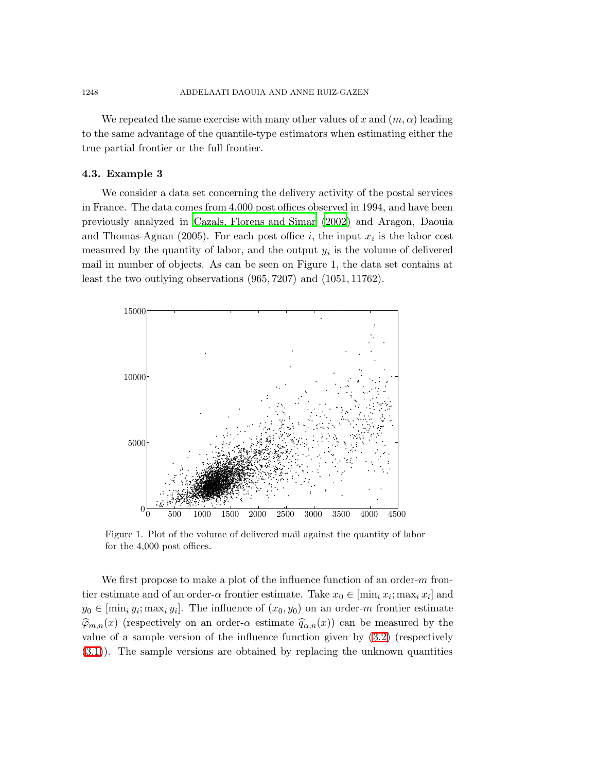We repeated the same exercise with many other values of $x$ and $(m, \alpha)$ leading to the same advantage of the quantile-type estimators when estimating either the true partial frontier or the full frontier.

### 4.3. Example 3

We consider a data set concerning the delivery activity of the postal services in France. The data comes from 4,000 post offices observed in 1994, and have been previously analyzed in Cazals, Florens and Simar (2002) and Aragon, Daouia and Thomas-Agnan (2005). For each post office $i$, the input $x_i$ is the labor cost measured by the quantity of labor, and the output $y_i$ is the volume of delivered mail in number of objects. As can be seen on Figure 1, the data set contains at least the two outlying observations $(965, 7207)$ and $(1051, 11762)$.

Figure 1. Plot of the volume of delivered mail against the quantity of labor for the 4,000 post offices.

We first propose to make a plot of the influence function of an order-$m$ frontier estimate and of an order-$\alpha$ frontier estimate. Take $x_0 \in [\min_i x_i; \max_i x_i]$ and $y_0 \in [\min_i y_i; \max_i y_i]$. The influence of $(x_0, y_0)$ on an order-$m$ frontier estimate $\widehat{\varphi}_{m,n}(x)$ (respectively on an order-$\alpha$ estimate $\widehat{q}_{\alpha,n}(x)$) can be measured by the value of a sample version of the influence function given by (3.2) (respectively (3.1)). The sample versions are obtained by replacing the unknown quantities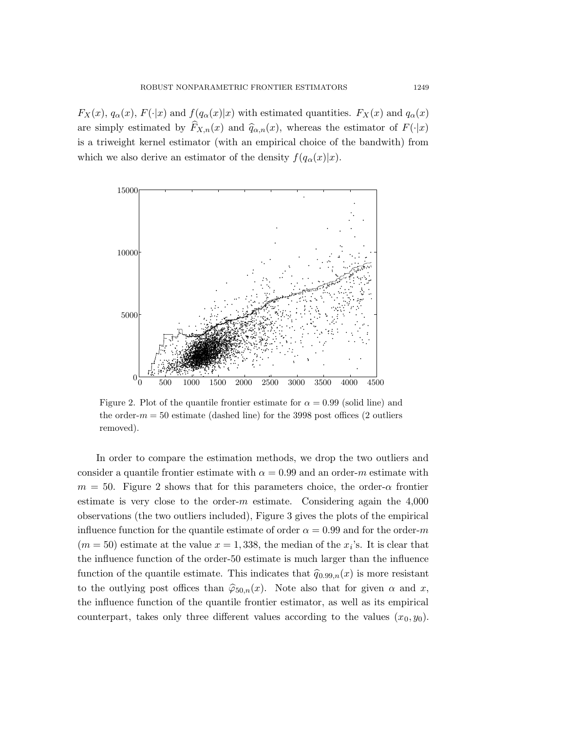$F_X(x)$, $q_\alpha(x)$, $F(\cdot|x)$ and $f(q_\alpha(x)|x)$ with estimated quantities. $F_X(x)$ and $q_\alpha(x)$ are simply estimated by $\widehat{F}_{X,n}(x)$ and $\widehat{q}_{\alpha,n}(x)$, whereas the estimator of $F(\cdot|x)$ is a triweight kernel estimator (with an empirical choice of the bandwith) from which we also derive an estimator of the density $f(q_\alpha(x)|x)$.

Figure 2. Plot of the quantile frontier estimate for $\alpha = 0.99$ (solid line) and the order-$m = 50$ estimate (dashed line) for the 3998 post offices (2 outliers removed).

In order to compare the estimation methods, we drop the two outliers and consider a quantile frontier estimate with $\alpha = 0.99$ and an order-$m$ estimate with $m = 50$. Figure 2 shows that for this parameters choice, the order-$\alpha$ frontier estimate is very close to the order-$m$ estimate. Considering again the 4,000 observations (the two outliers included), Figure 3 gives the plots of the empirical influence function for the quantile estimate of order $\alpha = 0.99$ and for the order-$m$ ($m = 50$) estimate at the value $x = 1,338$, the median of the $x_i$'s. It is clear that the influence function of the order-50 estimate is much larger than the influence function of the quantile estimate. This indicates that $\widehat{q}_{0.99,n}(x)$ is more resistant to the outlying post offices than $\widehat{\varphi}_{50,n}(x)$. Note also that for given $\alpha$ and $x$, the influence function of the quantile frontier estimator, as well as its empirical counterpart, takes only three different values according to the values $(x_0, y_0)$.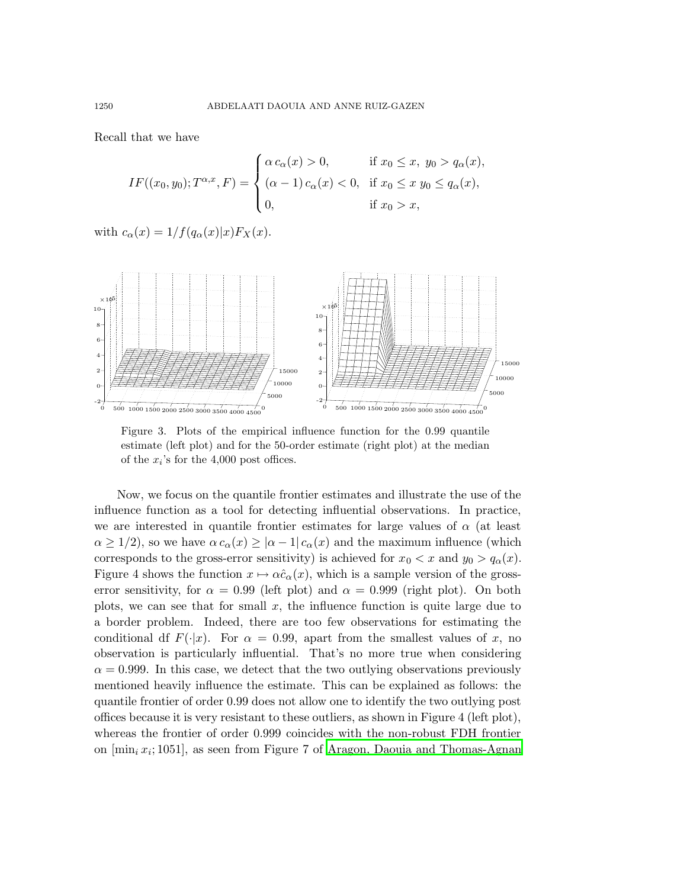Recall that we have

$$IF((x_0, y_0); T^{\alpha,x}, F) = \begin{cases} \alpha\, c_\alpha(x) > 0, & \text{if } x_0 \le x,\ y_0 > q_\alpha(x), \\ (\alpha - 1)\, c_\alpha(x) < 0, & \text{if } x_0 \le x\ y_0 \le q_\alpha(x), \\ 0, & \text{if } x_0 > x, \end{cases}$$

with $c_\alpha(x) = 1/f(q_\alpha(x)|x)F_X(x)$.

Figure 3. Plots of the empirical influence function for the 0.99 quantile estimate (left plot) and for the 50-order estimate (right plot) at the median of the $x_i$'s for the 4,000 post offices.

Now, we focus on the quantile frontier estimates and illustrate the use of the influence function as a tool for detecting influential observations. In practice, we are interested in quantile frontier estimates for large values of $\alpha$ (at least $\alpha \ge 1/2$), so we have $\alpha\, c_\alpha(x) \ge |\alpha - 1|\, c_\alpha(x)$ and the maximum influence (which corresponds to the gross-error sensitivity) is achieved for $x_0 < x$ and $y_0 > q_\alpha(x)$. Figure 4 shows the function $x \mapsto \alpha \hat{c}_\alpha(x)$, which is a sample version of the gross-error sensitivity, for $\alpha = 0.99$ (left plot) and $\alpha = 0.999$ (right plot). On both plots, we can see that for small $x$, the influence function is quite large due to a border problem. Indeed, there are too few observations for estimating the conditional df $F(\cdot|x)$. For $\alpha = 0.99$, apart from the smallest values of $x$, no observation is particularly influential. That's no more true when considering $\alpha = 0.999$. In this case, we detect that the two outlying observations previously mentioned heavily influence the estimate. This can be explained as follows: the quantile frontier of order 0.99 does not allow one to identify the two outlying post offices because it is very resistant to these outliers, as shown in Figure 4 (left plot), whereas the frontier of order 0.999 coincides with the non-robust FDH frontier on $[\min_i x_i; 1051]$, as seen from Figure 7 of Aragon, Daouia and Thomas-Agnan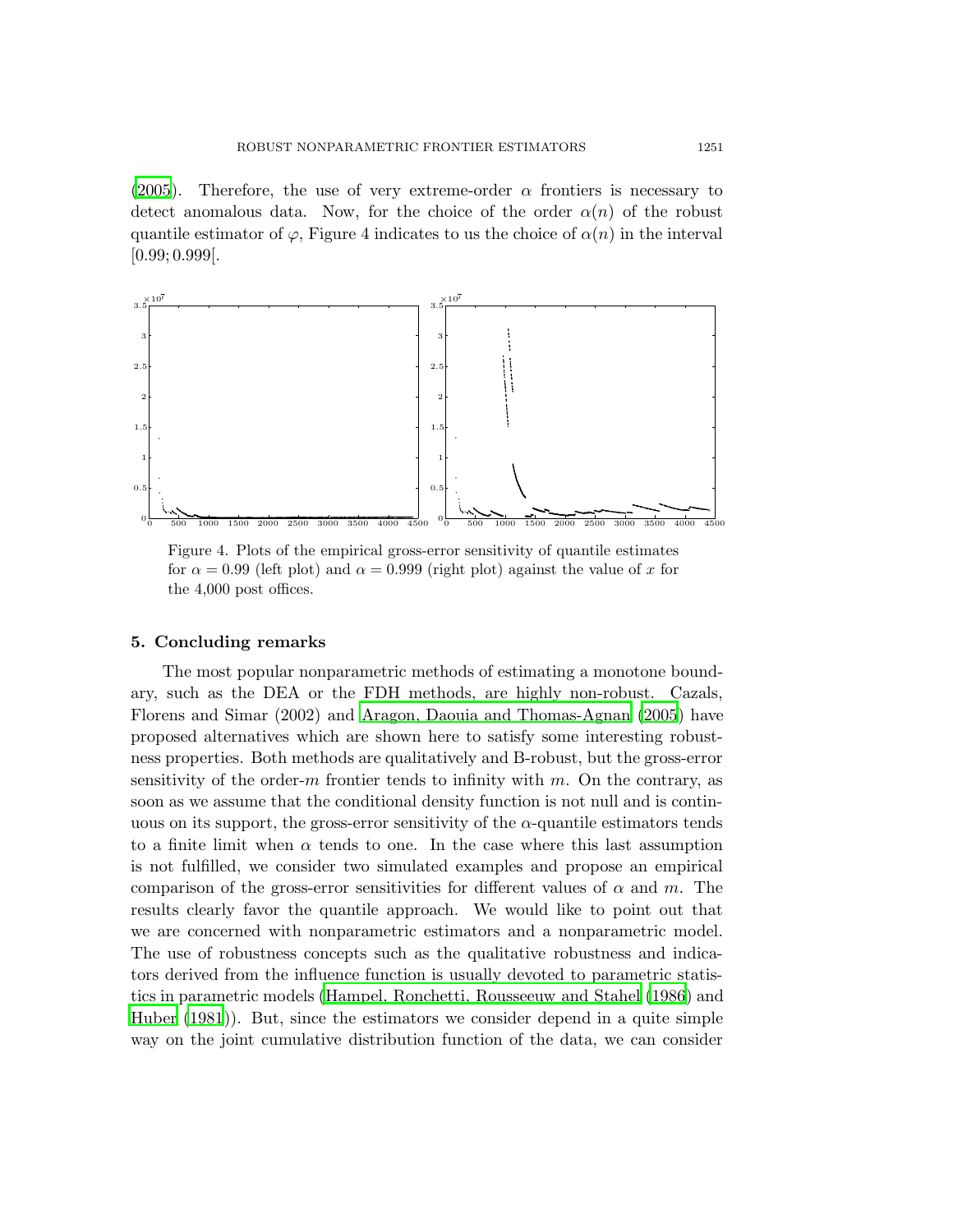(2005). Therefore, the use of very extreme-order $\alpha$ frontiers is necessary to detect anomalous data. Now, for the choice of the order $\alpha(n)$ of the robust quantile estimator of $\varphi$, Figure 4 indicates to us the choice of $\alpha(n)$ in the interval $[0.99; 0.999[$.

Figure 4. Plots of the empirical gross-error sensitivity of quantile estimates for $\alpha = 0.99$ (left plot) and $\alpha = 0.999$ (right plot) against the value of $x$ for the 4,000 post offices.

## 5. Concluding remarks

The most popular nonparametric methods of estimating a monotone boundary, such as the DEA or the FDH methods, are highly non-robust. Cazals, Florens and Simar (2002) and Aragon, Daouia and Thomas-Agnan (2005) have proposed alternatives which are shown here to satisfy some interesting robustness properties. Both methods are qualitatively and B-robust, but the gross-error sensitivity of the order-$m$ frontier tends to infinity with $m$. On the contrary, as soon as we assume that the conditional density function is not null and is continuous on its support, the gross-error sensitivity of the $\alpha$-quantile estimators tends to a finite limit when $\alpha$ tends to one. In the case where this last assumption is not fulfilled, we consider two simulated examples and propose an empirical comparison of the gross-error sensitivities for different values of $\alpha$ and $m$. The results clearly favor the quantile approach. We would like to point out that we are concerned with nonparametric estimators and a nonparametric model. The use of robustness concepts such as the qualitative robustness and indicators derived from the influence function is usually devoted to parametric statistics in parametric models (Hampel, Ronchetti, Rousseeuw and Stahel (1986) and Huber (1981)). But, since the estimators we consider depend in a quite simple way on the joint cumulative distribution function of the data, we can consider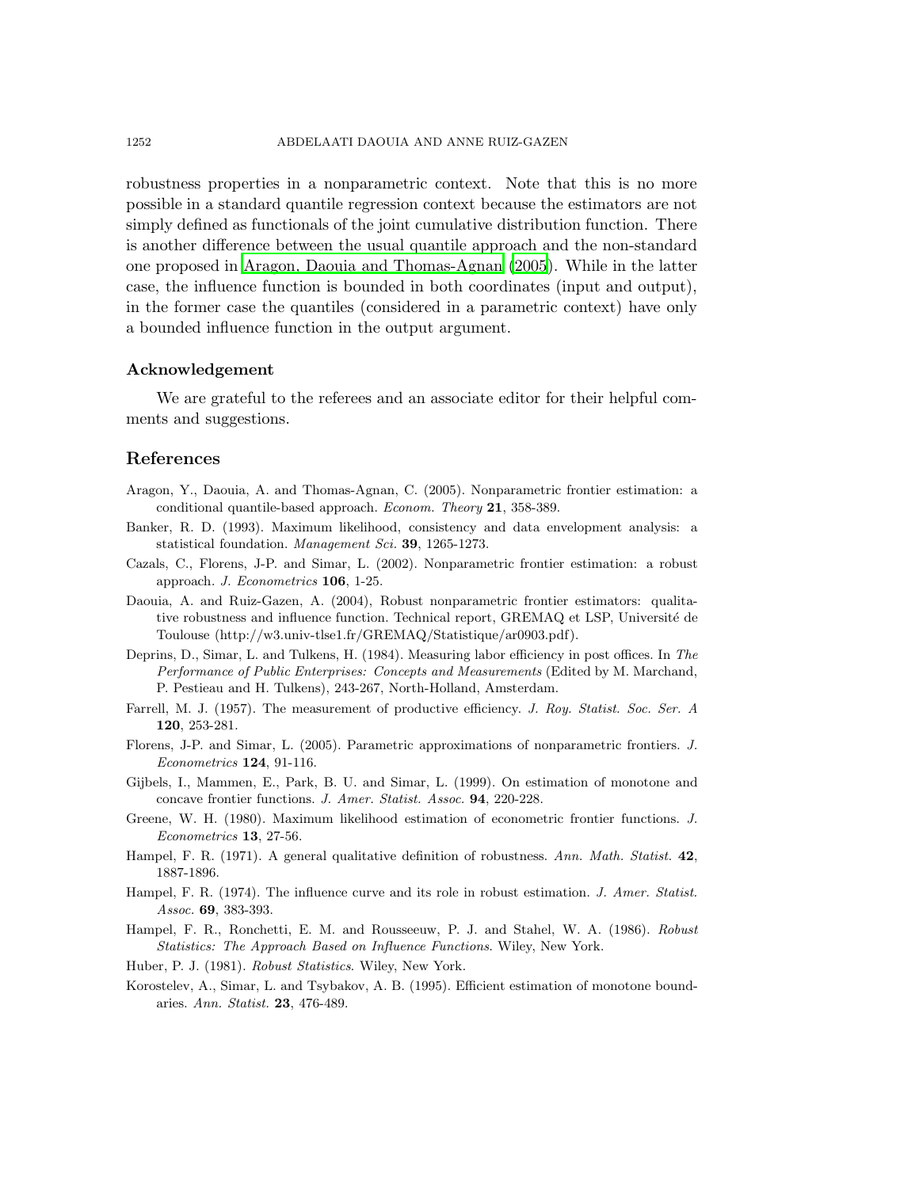robustness properties in a nonparametric context. Note that this is no more possible in a standard quantile regression context because the estimators are not simply defined as functionals of the joint cumulative distribution function. There is another difference between the usual quantile approach and the non-standard one proposed in Aragon, Daouia and Thomas-Agnan (2005). While in the latter case, the influence function is bounded in both coordinates (input and output), in the former case the quantiles (considered in a parametric context) have only a bounded influence function in the output argument.

### Acknowledgement

We are grateful to the referees and an associate editor for their helpful comments and suggestions.

## References

Aragon, Y., Daouia, A. and Thomas-Agnan, C. (2005). Nonparametric frontier estimation: a conditional quantile-based approach. *Econom. Theory* **21**, 358-389.

Banker, R. D. (1993). Maximum likelihood, consistency and data envelopment analysis: a statistical foundation. *Management Sci.* **39**, 1265-1273.

Cazals, C., Florens, J-P. and Simar, L. (2002). Nonparametric frontier estimation: a robust approach. *J. Econometrics* **106**, 1-25.

Daouia, A. and Ruiz-Gazen, A. (2004), Robust nonparametric frontier estimators: qualitative robustness and influence function. Technical report, GREMAQ et LSP, Université de Toulouse (http://w3.univ-tlse1.fr/GREMAQ/Statistique/ar0903.pdf).

Deprins, D., Simar, L. and Tulkens, H. (1984). Measuring labor efficiency in post offices. In *The Performance of Public Enterprises: Concepts and Measurements* (Edited by M. Marchand, P. Pestieau and H. Tulkens), 243-267, North-Holland, Amsterdam.

Farrell, M. J. (1957). The measurement of productive efficiency. *J. Roy. Statist. Soc. Ser. A* **120**, 253-281.

Florens, J-P. and Simar, L. (2005). Parametric approximations of nonparametric frontiers. *J. Econometrics* **124**, 91-116.

Gijbels, I., Mammen, E., Park, B. U. and Simar, L. (1999). On estimation of monotone and concave frontier functions. *J. Amer. Statist. Assoc.* **94**, 220-228.

Greene, W. H. (1980). Maximum likelihood estimation of econometric frontier functions. *J. Econometrics* **13**, 27-56.

Hampel, F. R. (1971). A general qualitative definition of robustness. *Ann. Math. Statist.* **42**, 1887-1896.

Hampel, F. R. (1974). The influence curve and its role in robust estimation. *J. Amer. Statist. Assoc.* **69**, 383-393.

Hampel, F. R., Ronchetti, E. M. and Rousseeuw, P. J. and Stahel, W. A. (1986). *Robust Statistics: The Approach Based on Influence Functions*. Wiley, New York.

Huber, P. J. (1981). *Robust Statistics*. Wiley, New York.

Korostelev, A., Simar, L. and Tsybakov, A. B. (1995). Efficient estimation of monotone boundaries. *Ann. Statist.* **23**, 476-489.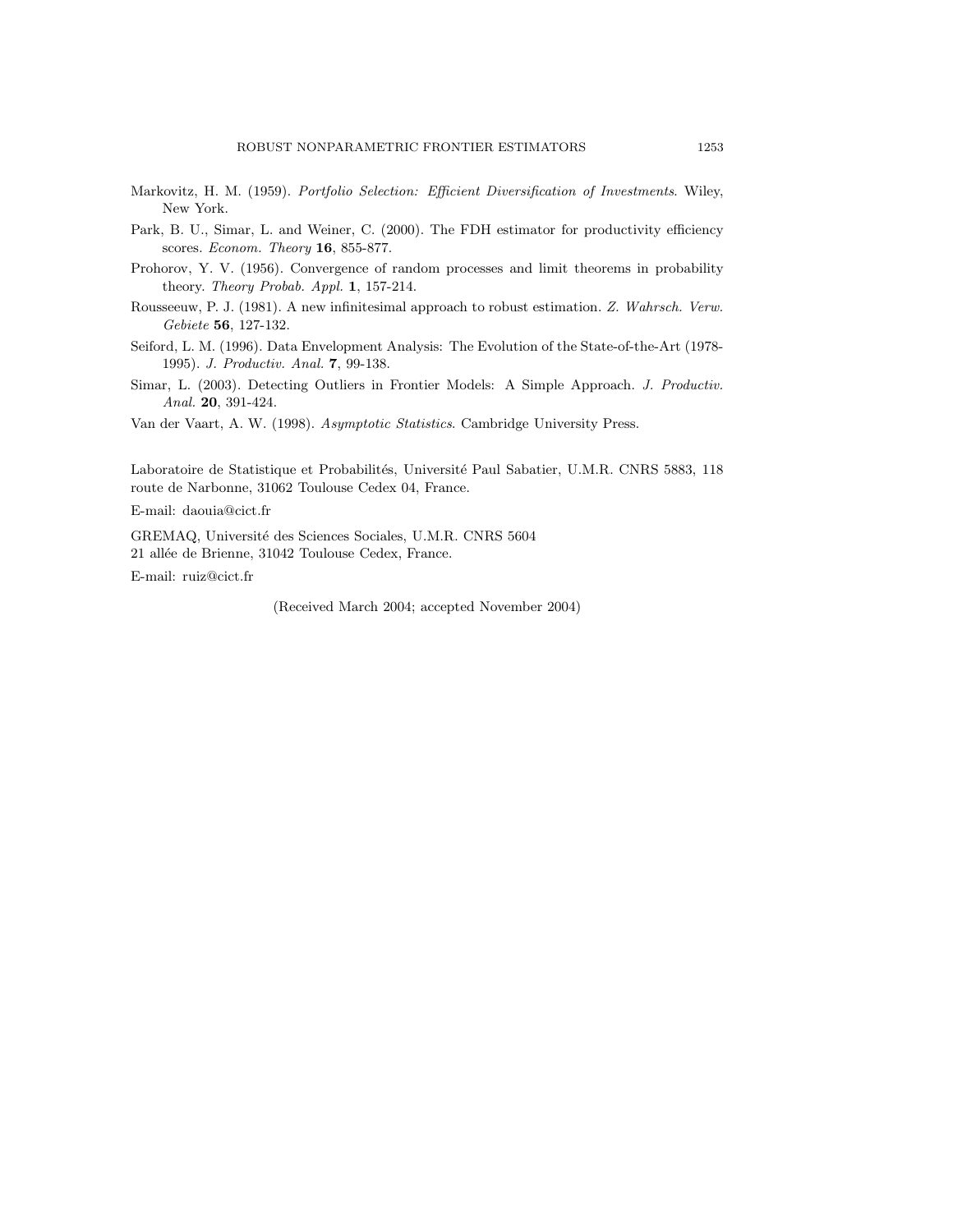Markovitz, H. M. (1959). *Portfolio Selection: Efficient Diversification of Investments*. Wiley, New York.

Park, B. U., Simar, L. and Weiner, C. (2000). The FDH estimator for productivity efficiency scores. *Econom. Theory* **16**, 855-877.

Prohorov, Y. V. (1956). Convergence of random processes and limit theorems in probability theory. *Theory Probab. Appl.* **1**, 157-214.

Rousseeuw, P. J. (1981). A new infinitesimal approach to robust estimation. *Z. Wahrsch. Verw. Gebiete* **56**, 127-132.

Seiford, L. M. (1996). Data Envelopment Analysis: The Evolution of the State-of-the-Art (1978-1995). *J. Productiv. Anal.* **7**, 99-138.

Simar, L. (2003). Detecting Outliers in Frontier Models: A Simple Approach. *J. Productiv. Anal.* **20**, 391-424.

Van der Vaart, A. W. (1998). *Asymptotic Statistics*. Cambridge University Press.

Laboratoire de Statistique et Probabilités, Université Paul Sabatier, U.M.R. CNRS 5883, 118 route de Narbonne, 31062 Toulouse Cedex 04, France.

E-mail: daouia@cict.fr

GREMAQ, Université des Sciences Sociales, U.M.R. CNRS 5604
21 allée de Brienne, 31042 Toulouse Cedex, France.

E-mail: ruiz@cict.fr

(Received March 2004; accepted November 2004)